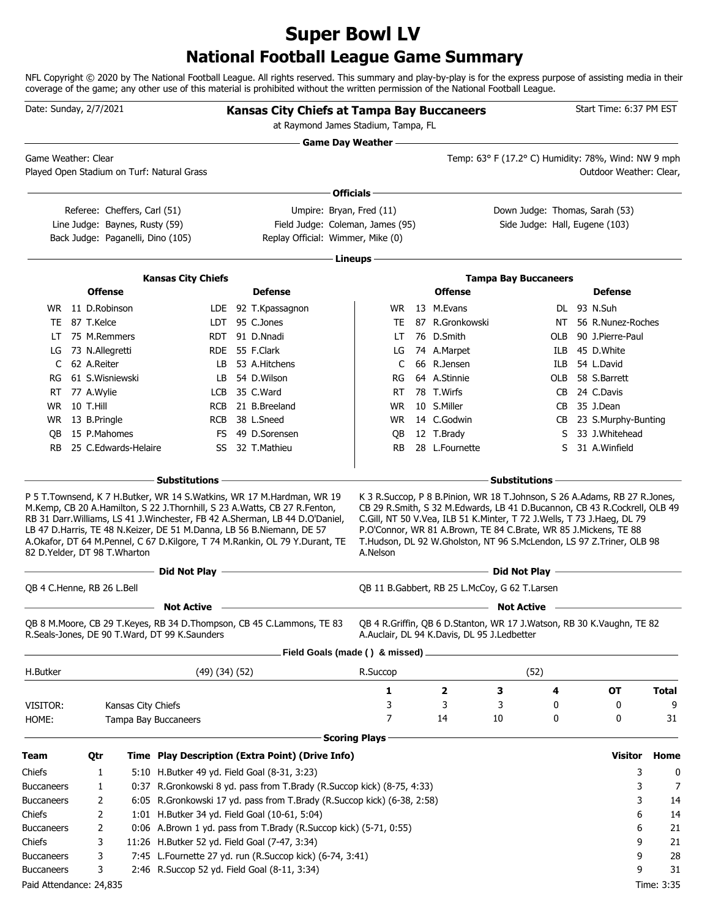# Super Bowl LV
## National Football League Game Summary

NFL Copyright © 2020 by The National Football League. All rights reserved. This summary and play-by-play is for the express purpose of assisting media in their coverage of the game; any other use of this material is prohibited without the written permission of the National Football League.

Date: Sunday, 2/7/2021

**Kansas City Chiefs at Tampa Bay Buccaneers**
at Raymond James Stadium, Tampa, FL

Start Time: 6:37 PM EST

### Game Day Weather

Game Weather: Clear
Played Open Stadium on Turf: Natural Grass

Temp: 63° F (17.2° C) Humidity: 78%, Wind: NW 9 mph
Outdoor Weather: Clear,

### Officials

Referee: Cheffers, Carl (51)
Umpire: Bryan, Fred (11)
Down Judge: Thomas, Sarah (53)
Line Judge: Baynes, Rusty (59)
Field Judge: Coleman, James (95)
Side Judge: Hall, Eugene (103)
Back Judge: Paganelli, Dino (105)
Replay Official: Wimmer, Mike (0)

### Lineups

**Kansas City Chiefs**

| Offense | | | Defense | | |
|---|---|---|---|---|---|
| WR | 11 | D.Robinson | LDE | 92 | T.Kpassagnon |
| TE | 87 | T.Kelce | LDT | 95 | C.Jones |
| LT | 75 | M.Remmers | RDT | 91 | D.Nnadi |
| LG | 73 | N.Allegretti | RDE | 55 | F.Clark |
| C | 62 | A.Reiter | LB | 53 | A.Hitchens |
| RG | 61 | S.Wisniewski | LB | 54 | D.Wilson |
| RT | 77 | A.Wylie | LCB | 35 | C.Ward |
| WR | 10 | T.Hill | RCB | 21 | B.Breeland |
| WR | 13 | B.Pringle | RCB | 38 | L.Sneed |
| QB | 15 | P.Mahomes | FS | 49 | D.Sorensen |
| RB | 25 | C.Edwards-Helaire | SS | 32 | T.Mathieu |

**Tampa Bay Buccaneers**

| Offense | | | Defense | | |
|---|---|---|---|---|---|
| WR | 13 | M.Evans | DL | 93 | N.Suh |
| TE | 87 | R.Gronkowski | NT | 56 | R.Nunez-Roches |
| LT | 76 | D.Smith | OLB | 90 | J.Pierre-Paul |
| LG | 74 | A.Marpet | ILB | 45 | D.White |
| C | 66 | R.Jensen | ILB | 54 | L.David |
| RG | 64 | A.Stinnie | OLB | 58 | S.Barrett |
| RT | 78 | T.Wirfs | CB | 24 | C.Davis |
| WR | 10 | S.Miller | CB | 35 | J.Dean |
| WR | 14 | C.Godwin | CB | 23 | S.Murphy-Bunting |
| QB | 12 | T.Brady | S | 33 | J.Whitehead |
| RB | 28 | L.Fournette | S | 31 | A.Winfield |

### Substitutions

**Kansas City Chiefs:** P 5 T.Townsend, K 7 H.Butker, WR 14 S.Watkins, WR 17 M.Hardman, WR 19 M.Kemp, CB 20 A.Hamilton, S 22 J.Thornhill, S 23 A.Watts, CB 27 R.Fenton, RB 31 Darr.Williams, LS 41 J.Winchester, FB 42 A.Sherman, LB 44 D.O'Daniel, LB 47 D.Harris, TE 48 N.Keizer, DE 51 M.Danna, LB 56 B.Niemann, DE 57 A.Okafor, DT 64 M.Pennel, C 67 D.Kilgore, T 74 M.Rankin, OL 79 Y.Durant, TE 82 D.Yelder, DT 98 T.Wharton

**Tampa Bay Buccaneers:** K 3 R.Succop, P 8 B.Pinion, WR 18 T.Johnson, S 26 A.Adams, RB 27 R.Jones, CB 29 R.Smith, S 32 M.Edwards, LB 41 D.Bucannon, CB 43 R.Cockrell, OLB 49 C.Gill, NT 50 V.Vea, ILB 51 K.Minter, T 72 J.Wells, T 73 J.Haeg, DL 79 P.O'Connor, WR 81 A.Brown, TE 84 C.Brate, WR 85 J.Mickens, TE 88 T.Hudson, DL 92 W.Gholston, NT 96 S.McLendon, LS 97 Z.Triner, OLB 98 A.Nelson

### Did Not Play

**Kansas City Chiefs:** QB 4 C.Henne, RB 26 L.Bell

**Tampa Bay Buccaneers:** QB 11 B.Gabbert, RB 25 L.McCoy, G 62 T.Larsen

### Not Active

**Kansas City Chiefs:** QB 8 M.Moore, CB 29 T.Keyes, RB 34 D.Thompson, CB 45 C.Lammons, TE 83 R.Seals-Jones, DE 90 T.Ward, DT 99 K.Saunders

**Tampa Bay Buccaneers:** QB 4 R.Griffin, QB 6 D.Stanton, WR 17 J.Watson, RB 30 K.Vaughn, TE 82 A.Auclair, DL 94 K.Davis, DL 95 J.Ledbetter

### Field Goals (made ( ) & missed)

H.Butker (49) (34) (52)

R.Succop (52)

| | | 1 | 2 | 3 | 4 | OT | Total |
|---|---|---|---|---|---|---|---|
| VISITOR: | Kansas City Chiefs | 3 | 3 | 3 | 0 | 0 | 9 |
| HOME: | Tampa Bay Buccaneers | 7 | 14 | 10 | 0 | 0 | 31 |

### Scoring Plays

| Team | Qtr | Time | Play Description (Extra Point) (Drive Info) | Visitor | Home |
|---|---|---|---|---|---|
| Chiefs | 1 | 5:10 | H.Butker 49 yd. Field Goal (8-31, 3:23) | 3 | 0 |
| Buccaneers | 1 | 0:37 | R.Gronkowski 8 yd. pass from T.Brady (R.Succop kick) (8-75, 4:33) | 3 | 7 |
| Buccaneers | 2 | 6:05 | R.Gronkowski 17 yd. pass from T.Brady (R.Succop kick) (6-38, 2:58) | 3 | 14 |
| Chiefs | 2 | 1:01 | H.Butker 34 yd. Field Goal (10-61, 5:04) | 6 | 14 |
| Buccaneers | 2 | 0:06 | A.Brown 1 yd. pass from T.Brady (R.Succop kick) (5-71, 0:55) | 6 | 21 |
| Chiefs | 3 | 11:26 | H.Butker 52 yd. Field Goal (7-47, 3:34) | 9 | 21 |
| Buccaneers | 3 | 7:45 | L.Fournette 27 yd. run (R.Succop kick) (6-74, 3:41) | 9 | 28 |
| Buccaneers | 3 | 2:46 | R.Succop 52 yd. Field Goal (8-11, 3:34) | 9 | 31 |

Paid Attendance: 24,835

Time: 3:35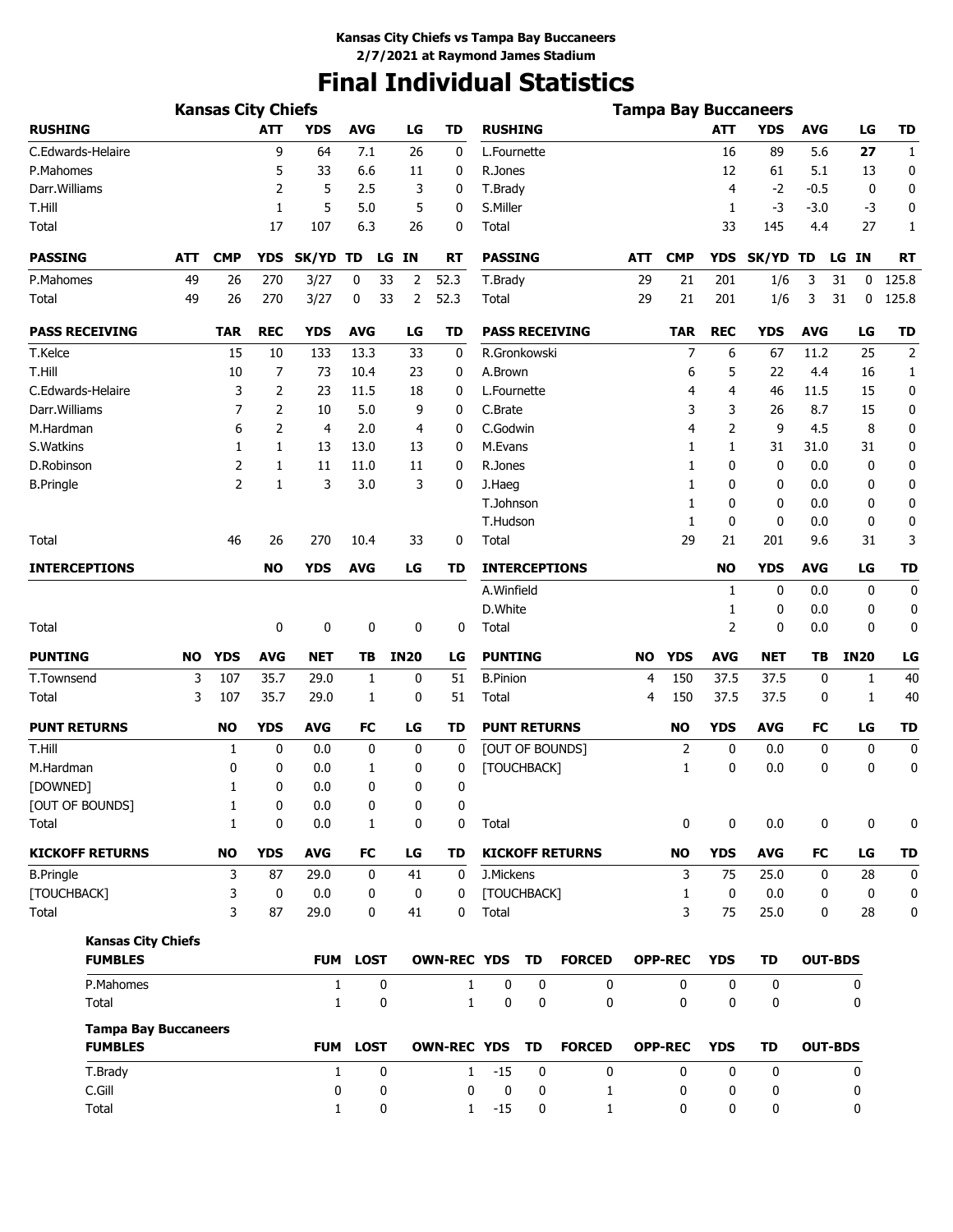**Kansas City Chiefs vs Tampa Bay Buccaneers**
**2/7/2021 at Raymond James Stadium**

# Final Individual Statistics

## Kansas City Chiefs

| RUSHING | ATT | YDS | AVG | LG | TD |
|---|---|---|---|---|---|
| C.Edwards-Helaire | 9 | 64 | 7.1 | 26 | 0 |
| P.Mahomes | 5 | 33 | 6.6 | 11 | 0 |
| Darr.Williams | 2 | 5 | 2.5 | 3 | 0 |
| T.Hill | 1 | 5 | 5.0 | 5 | 0 |
| Total | 17 | 107 | 6.3 | 26 | 0 |

| PASSING | ATT | CMP | YDS | SK/YD | TD | LG | IN | RT |
|---|---|---|---|---|---|---|---|---|
| P.Mahomes | 49 | 26 | 270 | 3/27 | 0 | 33 | 2 | 52.3 |
| Total | 49 | 26 | 270 | 3/27 | 0 | 33 | 2 | 52.3 |

| PASS RECEIVING | TAR | REC | YDS | AVG | LG | TD |
|---|---|---|---|---|---|---|
| T.Kelce | 15 | 10 | 133 | 13.3 | 33 | 0 |
| T.Hill | 10 | 7 | 73 | 10.4 | 23 | 0 |
| C.Edwards-Helaire | 3 | 2 | 23 | 11.5 | 18 | 0 |
| Darr.Williams | 7 | 2 | 10 | 5.0 | 9 | 0 |
| M.Hardman | 6 | 2 | 4 | 2.0 | 4 | 0 |
| S.Watkins | 1 | 1 | 13 | 13.0 | 13 | 0 |
| D.Robinson | 2 | 1 | 11 | 11.0 | 11 | 0 |
| B.Pringle | 2 | 1 | 3 | 3.0 | 3 | 0 |
| Total | 46 | 26 | 270 | 10.4 | 33 | 0 |

| INTERCEPTIONS | NO | YDS | AVG | LG | TD |
|---|---|---|---|---|---|
| Total | 0 | 0 | 0 | 0 | 0 |

| PUNTING | NO | YDS | AVG | NET | TB | IN20 | LG |
|---|---|---|---|---|---|---|---|
| T.Townsend | 3 | 107 | 35.7 | 29.0 | 1 | 0 | 51 |
| Total | 3 | 107 | 35.7 | 29.0 | 1 | 0 | 51 |

| PUNT RETURNS | NO | YDS | AVG | FC | LG | TD |
|---|---|---|---|---|---|---|
| T.Hill | 1 | 0 | 0.0 | 0 | 0 | 0 |
| M.Hardman | 0 | 0 | 0.0 | 1 | 0 | 0 |
| [DOWNED] | 1 | 0 | 0.0 | 0 | 0 | 0 |
| [OUT OF BOUNDS] | 1 | 0 | 0.0 | 0 | 0 | 0 |
| Total | 1 | 0 | 0.0 | 1 | 0 | 0 |

| KICKOFF RETURNS | NO | YDS | AVG | FC | LG | TD |
|---|---|---|---|---|---|---|
| B.Pringle | 3 | 87 | 29.0 | 0 | 41 | 0 |
| [TOUCHBACK] | 3 | 0 | 0.0 | 0 | 0 | 0 |
| Total | 3 | 87 | 29.0 | 0 | 41 | 0 |

## Tampa Bay Buccaneers

| RUSHING | ATT | YDS | AVG | LG | TD |
|---|---|---|---|---|---|
| L.Fournette | 16 | 89 | 5.6 | **27** | 1 |
| R.Jones | 12 | 61 | 5.1 | 13 | 0 |
| T.Brady | 4 | -2 | -0.5 | 0 | 0 |
| S.Miller | 1 | -3 | -3.0 | -3 | 0 |
| Total | 33 | 145 | 4.4 | 27 | 1 |

| PASSING | ATT | CMP | YDS | SK/YD | TD | LG | IN | RT |
|---|---|---|---|---|---|---|---|---|
| T.Brady | 29 | 21 | 201 | 1/6 | 3 | 31 | 0 | 125.8 |
| Total | 29 | 21 | 201 | 1/6 | 3 | 31 | 0 | 125.8 |

| PASS RECEIVING | TAR | REC | YDS | AVG | LG | TD |
|---|---|---|---|---|---|---|
| R.Gronkowski | 7 | 6 | 67 | 11.2 | 25 | 2 |
| A.Brown | 6 | 5 | 22 | 4.4 | 16 | 1 |
| L.Fournette | 4 | 4 | 46 | 11.5 | 15 | 0 |
| C.Brate | 3 | 3 | 26 | 8.7 | 15 | 0 |
| C.Godwin | 4 | 2 | 9 | 4.5 | 8 | 0 |
| M.Evans | 1 | 1 | 31 | 31.0 | 31 | 0 |
| R.Jones | 1 | 0 | 0 | 0.0 | 0 | 0 |
| J.Haeg | 1 | 0 | 0 | 0.0 | 0 | 0 |
| T.Johnson | 1 | 0 | 0 | 0.0 | 0 | 0 |
| T.Hudson | 1 | 0 | 0 | 0.0 | 0 | 0 |
| Total | 29 | 21 | 201 | 9.6 | 31 | 3 |

| INTERCEPTIONS | NO | YDS | AVG | LG | TD |
|---|---|---|---|---|---|
| A.Winfield | 1 | 0 | 0.0 | 0 | 0 |
| D.White | 1 | 0 | 0.0 | 0 | 0 |
| Total | 2 | 0 | 0.0 | 0 | 0 |

| PUNTING | NO | YDS | AVG | NET | TB | IN20 | LG |
|---|---|---|---|---|---|---|---|
| B.Pinion | 4 | 150 | 37.5 | 37.5 | 0 | 1 | 40 |
| Total | 4 | 150 | 37.5 | 37.5 | 0 | 1 | 40 |

| PUNT RETURNS | NO | YDS | AVG | FC | LG | TD |
|---|---|---|---|---|---|---|
| [OUT OF BOUNDS] | 2 | 0 | 0.0 | 0 | 0 | 0 |
| [TOUCHBACK] | 1 | 0 | 0.0 | 0 | 0 | 0 |
| Total | 0 | 0 | 0.0 | 0 | 0 | 0 |

| KICKOFF RETURNS | NO | YDS | AVG | FC | LG | TD |
|---|---|---|---|---|---|---|
| J.Mickens | 3 | 75 | 25.0 | 0 | 28 | 0 |
| [TOUCHBACK] | 1 | 0 | 0.0 | 0 | 0 | 0 |
| Total | 3 | 75 | 25.0 | 0 | 28 | 0 |

## Kansas City Chiefs

| FUMBLES | FUM | LOST | OWN-REC | YDS | TD | FORCED | OPP-REC | YDS | TD | OUT-BDS |
|---|---|---|---|---|---|---|---|---|---|---|
| P.Mahomes | 1 | 0 | 1 | 0 | 0 | 0 | 0 | 0 | 0 | 0 |
| Total | 1 | 0 | 1 | 0 | 0 | 0 | 0 | 0 | 0 | 0 |

## Tampa Bay Buccaneers

| FUMBLES | FUM | LOST | OWN-REC | YDS | TD | FORCED | OPP-REC | YDS | TD | OUT-BDS |
|---|---|---|---|---|---|---|---|---|---|---|
| T.Brady | 1 | 0 | 1 | -15 | 0 | 0 | 0 | 0 | 0 | 0 |
| C.Gill | 0 | 0 | 0 | 0 | 0 | 1 | 0 | 0 | 0 | 0 |
| Total | 1 | 0 | 1 | -15 | 0 | 1 | 0 | 0 | 0 | 0 |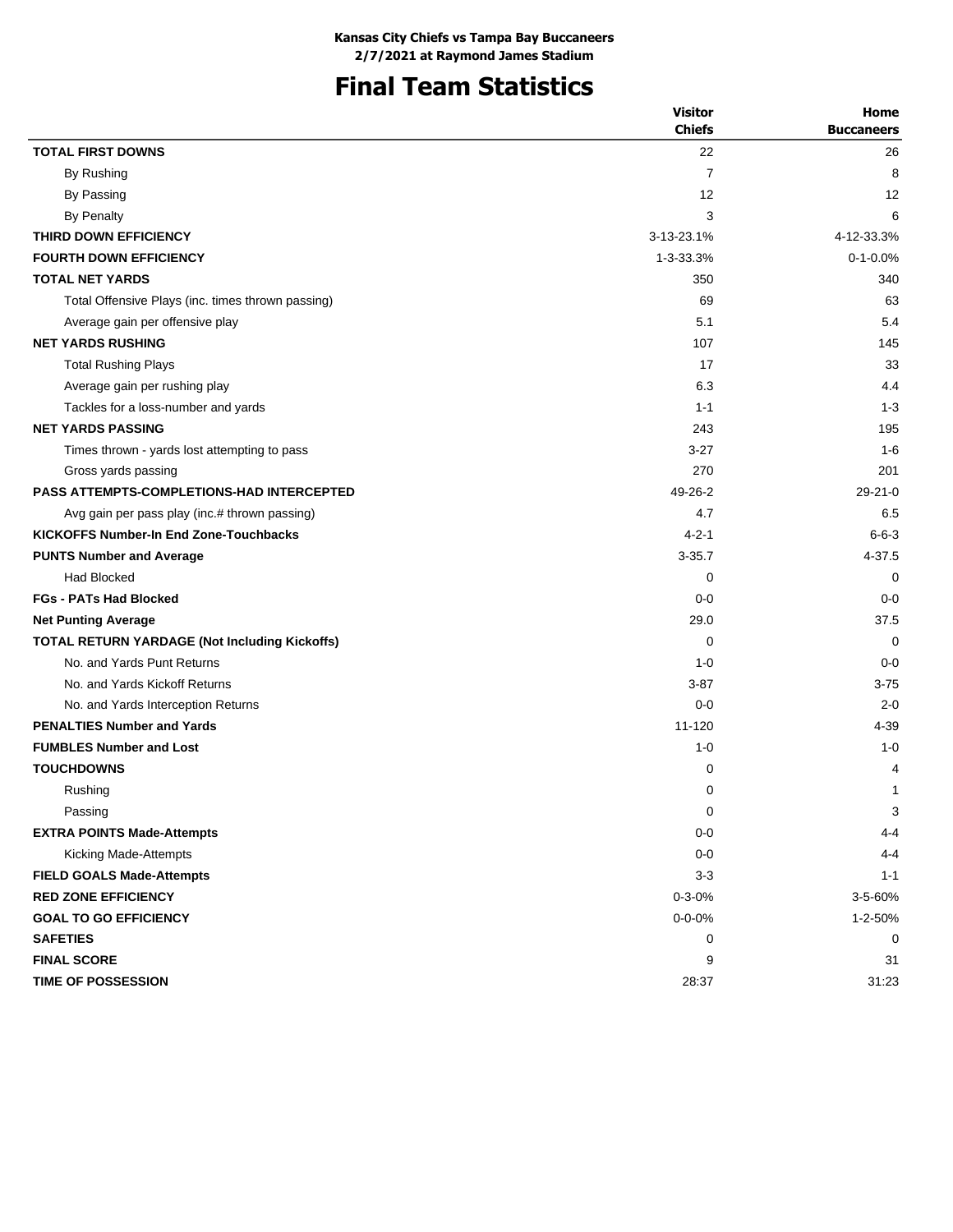**Kansas City Chiefs vs Tampa Bay Buccaneers**
**2/7/2021 at Raymond James Stadium**

# Final Team Statistics

| | Visitor Chiefs | Home Buccaneers |
|---|---|---|
| **TOTAL FIRST DOWNS** | 22 | 26 |
| By Rushing | 7 | 8 |
| By Passing | 12 | 12 |
| By Penalty | 3 | 6 |
| **THIRD DOWN EFFICIENCY** | 3-13-23.1% | 4-12-33.3% |
| **FOURTH DOWN EFFICIENCY** | 1-3-33.3% | 0-1-0.0% |
| **TOTAL NET YARDS** | 350 | 340 |
| Total Offensive Plays (inc. times thrown passing) | 69 | 63 |
| Average gain per offensive play | 5.1 | 5.4 |
| **NET YARDS RUSHING** | 107 | 145 |
| Total Rushing Plays | 17 | 33 |
| Average gain per rushing play | 6.3 | 4.4 |
| Tackles for a loss-number and yards | 1-1 | 1-3 |
| **NET YARDS PASSING** | 243 | 195 |
| Times thrown - yards lost attempting to pass | 3-27 | 1-6 |
| Gross yards passing | 270 | 201 |
| **PASS ATTEMPTS-COMPLETIONS-HAD INTERCEPTED** | 49-26-2 | 29-21-0 |
| Avg gain per pass play (inc.# thrown passing) | 4.7 | 6.5 |
| **KICKOFFS Number-In End Zone-Touchbacks** | 4-2-1 | 6-6-3 |
| **PUNTS Number and Average** | 3-35.7 | 4-37.5 |
| Had Blocked | 0 | 0 |
| **FGs - PATs Had Blocked** | 0-0 | 0-0 |
| **Net Punting Average** | 29.0 | 37.5 |
| **TOTAL RETURN YARDAGE (Not Including Kickoffs)** | 0 | 0 |
| No. and Yards Punt Returns | 1-0 | 0-0 |
| No. and Yards Kickoff Returns | 3-87 | 3-75 |
| No. and Yards Interception Returns | 0-0 | 2-0 |
| **PENALTIES Number and Yards** | 11-120 | 4-39 |
| **FUMBLES Number and Lost** | 1-0 | 1-0 |
| **TOUCHDOWNS** | 0 | 4 |
| Rushing | 0 | 1 |
| Passing | 0 | 3 |
| **EXTRA POINTS Made-Attempts** | 0-0 | 4-4 |
| Kicking Made-Attempts | 0-0 | 4-4 |
| **FIELD GOALS Made-Attempts** | 3-3 | 1-1 |
| **RED ZONE EFFICIENCY** | 0-3-0% | 3-5-60% |
| **GOAL TO GO EFFICIENCY** | 0-0-0% | 1-2-50% |
| **SAFETIES** | 0 | 0 |
| **FINAL SCORE** | 9 | 31 |
| **TIME OF POSSESSION** | 28:37 | 31:23 |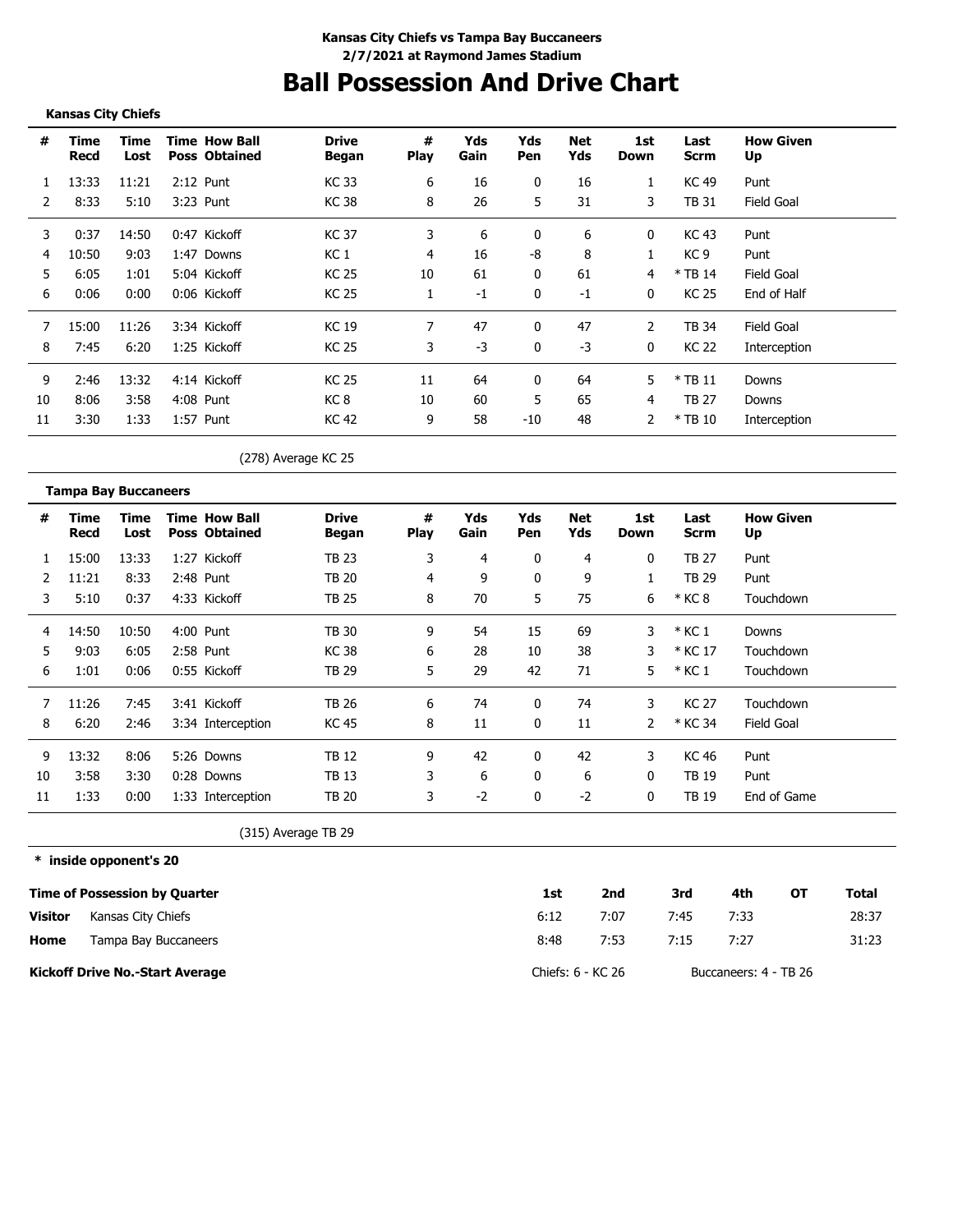**Kansas City Chiefs vs Tampa Bay Buccaneers**
**2/7/2021 at Raymond James Stadium**

# Ball Possession And Drive Chart

**Kansas City Chiefs**

| # | Time Recd | Time Lost | Time Poss | How Ball Obtained | Drive Began | # Play | Yds Gain | Yds Pen | Net Yds | 1st Down | Last Scrm | How Given Up |
|---|---|---|---|---|---|---|---|---|---|---|---|---|
| 1 | 13:33 | 11:21 | 2:12 | Punt | KC 33 | 6 | 16 | 0 | 16 | 1 | KC 49 | Punt |
| 2 | 8:33 | 5:10 | 3:23 | Punt | KC 38 | 8 | 26 | 5 | 31 | 3 | TB 31 | Field Goal |
| 3 | 0:37 | 14:50 | 0:47 | Kickoff | KC 37 | 3 | 6 | 0 | 6 | 0 | KC 43 | Punt |
| 4 | 10:50 | 9:03 | 1:47 | Downs | KC 1 | 4 | 16 | -8 | 8 | 1 | KC 9 | Punt |
| 5 | 6:05 | 1:01 | 5:04 | Kickoff | KC 25 | 10 | 61 | 0 | 61 | 4 | * TB 14 | Field Goal |
| 6 | 0:06 | 0:00 | 0:06 | Kickoff | KC 25 | 1 | -1 | 0 | -1 | 0 | KC 25 | End of Half |
| 7 | 15:00 | 11:26 | 3:34 | Kickoff | KC 19 | 7 | 47 | 0 | 47 | 2 | TB 34 | Field Goal |
| 8 | 7:45 | 6:20 | 1:25 | Kickoff | KC 25 | 3 | -3 | 0 | -3 | 0 | KC 22 | Interception |
| 9 | 2:46 | 13:32 | 4:14 | Kickoff | KC 25 | 11 | 64 | 0 | 64 | 5 | * TB 11 | Downs |
| 10 | 8:06 | 3:58 | 4:08 | Punt | KC 8 | 10 | 60 | 5 | 65 | 4 | TB 27 | Downs |
| 11 | 3:30 | 1:33 | 1:57 | Punt | KC 42 | 9 | 58 | -10 | 48 | 2 | * TB 10 | Interception |

(278) Average KC 25

**Tampa Bay Buccaneers**

| # | Time Recd | Time Lost | Time Poss | How Ball Obtained | Drive Began | # Play | Yds Gain | Yds Pen | Net Yds | 1st Down | Last Scrm | How Given Up |
|---|---|---|---|---|---|---|---|---|---|---|---|---|
| 1 | 15:00 | 13:33 | 1:27 | Kickoff | TB 23 | 3 | 4 | 0 | 4 | 0 | TB 27 | Punt |
| 2 | 11:21 | 8:33 | 2:48 | Punt | TB 20 | 4 | 9 | 0 | 9 | 1 | TB 29 | Punt |
| 3 | 5:10 | 0:37 | 4:33 | Kickoff | TB 25 | 8 | 70 | 5 | 75 | 6 | * KC 8 | Touchdown |
| 4 | 14:50 | 10:50 | 4:00 | Punt | TB 30 | 9 | 54 | 15 | 69 | 3 | * KC 1 | Downs |
| 5 | 9:03 | 6:05 | 2:58 | Punt | KC 38 | 6 | 28 | 10 | 38 | 3 | * KC 17 | Touchdown |
| 6 | 1:01 | 0:06 | 0:55 | Kickoff | TB 29 | 5 | 29 | 42 | 71 | 5 | * KC 1 | Touchdown |
| 7 | 11:26 | 7:45 | 3:41 | Kickoff | TB 26 | 6 | 74 | 0 | 74 | 3 | KC 27 | Touchdown |
| 8 | 6:20 | 2:46 | 3:34 | Interception | KC 45 | 8 | 11 | 0 | 11 | 2 | * KC 34 | Field Goal |
| 9 | 13:32 | 8:06 | 5:26 | Downs | TB 12 | 9 | 42 | 0 | 42 | 3 | KC 46 | Punt |
| 10 | 3:58 | 3:30 | 0:28 | Downs | TB 13 | 3 | 6 | 0 | 6 | 0 | TB 19 | Punt |
| 11 | 1:33 | 0:00 | 1:33 | Interception | TB 20 | 3 | -2 | 0 | -2 | 0 | TB 19 | End of Game |

(315) Average TB 29

**\* inside opponent's 20**

| Time of Possession by Quarter | | 1st | 2nd | 3rd | 4th | OT | Total |
|---|---|---|---|---|---|---|---|
| Visitor | Kansas City Chiefs | 6:12 | 7:07 | 7:45 | 7:33 | | 28:37 |
| Home | Tampa Bay Buccaneers | 8:48 | 7:53 | 7:15 | 7:27 | | 31:23 |

**Kickoff Drive No.-Start Average** Chiefs: 6 - KC 26 Buccaneers: 4 - TB 26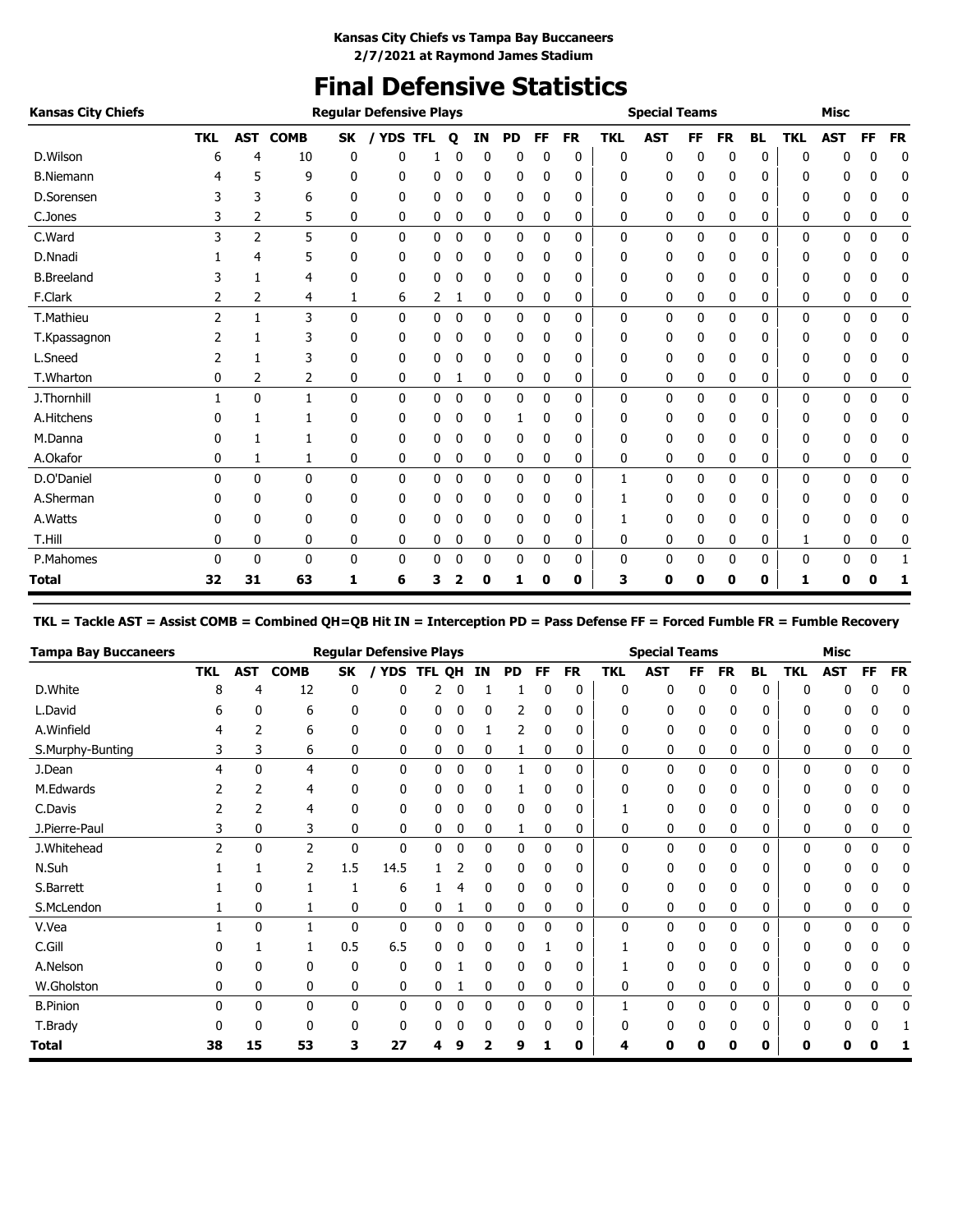**Kansas City Chiefs vs Tampa Bay Buccaneers**
**2/7/2021 at Raymond James Stadium**

# Final Defensive Statistics

| Kansas City Chiefs | Regular Defensive Plays | | | | | | | | | | | Special Teams | | | | | Misc | | | |
|---|---|---|---|---|---|---|---|---|---|---|---|---|---|---|---|---|---|---|---|---|
| | TKL | AST | COMB | SK | / YDS | TFL | Q | IN | PD | FF | FR | TKL | AST | FF | FR | BL | TKL | AST | FF | FR |
| D.Wilson | 6 | 4 | 10 | 0 | 0 | 1 | 0 | 0 | 0 | 0 | 0 | 0 | 0 | 0 | 0 | 0 | 0 | 0 | 0 | 0 |
| B.Niemann | 4 | 5 | 9 | 0 | 0 | 0 | 0 | 0 | 0 | 0 | 0 | 0 | 0 | 0 | 0 | 0 | 0 | 0 | 0 | 0 |
| D.Sorensen | 3 | 3 | 6 | 0 | 0 | 0 | 0 | 0 | 0 | 0 | 0 | 0 | 0 | 0 | 0 | 0 | 0 | 0 | 0 | 0 |
| C.Jones | 3 | 2 | 5 | 0 | 0 | 0 | 0 | 0 | 0 | 0 | 0 | 0 | 0 | 0 | 0 | 0 | 0 | 0 | 0 | 0 |
| C.Ward | 3 | 2 | 5 | 0 | 0 | 0 | 0 | 0 | 0 | 0 | 0 | 0 | 0 | 0 | 0 | 0 | 0 | 0 | 0 | 0 |
| D.Nnadi | 1 | 4 | 5 | 0 | 0 | 0 | 0 | 0 | 0 | 0 | 0 | 0 | 0 | 0 | 0 | 0 | 0 | 0 | 0 | 0 |
| B.Breeland | 3 | 1 | 4 | 0 | 0 | 0 | 0 | 0 | 0 | 0 | 0 | 0 | 0 | 0 | 0 | 0 | 0 | 0 | 0 | 0 |
| F.Clark | 2 | 2 | 4 | 1 | 6 | 2 | 1 | 0 | 0 | 0 | 0 | 0 | 0 | 0 | 0 | 0 | 0 | 0 | 0 | 0 |
| T.Mathieu | 2 | 1 | 3 | 0 | 0 | 0 | 0 | 0 | 0 | 0 | 0 | 0 | 0 | 0 | 0 | 0 | 0 | 0 | 0 | 0 |
| T.Kpassagnon | 2 | 1 | 3 | 0 | 0 | 0 | 0 | 0 | 0 | 0 | 0 | 0 | 0 | 0 | 0 | 0 | 0 | 0 | 0 | 0 |
| L.Sneed | 2 | 1 | 3 | 0 | 0 | 0 | 0 | 0 | 0 | 0 | 0 | 0 | 0 | 0 | 0 | 0 | 0 | 0 | 0 | 0 |
| T.Wharton | 0 | 2 | 2 | 0 | 0 | 0 | 1 | 0 | 0 | 0 | 0 | 0 | 0 | 0 | 0 | 0 | 0 | 0 | 0 | 0 |
| J.Thornhill | 1 | 0 | 1 | 0 | 0 | 0 | 0 | 0 | 0 | 0 | 0 | 0 | 0 | 0 | 0 | 0 | 0 | 0 | 0 | 0 |
| A.Hitchens | 0 | 1 | 1 | 0 | 0 | 0 | 0 | 0 | 1 | 0 | 0 | 0 | 0 | 0 | 0 | 0 | 0 | 0 | 0 | 0 |
| M.Danna | 0 | 1 | 1 | 0 | 0 | 0 | 0 | 0 | 0 | 0 | 0 | 0 | 0 | 0 | 0 | 0 | 0 | 0 | 0 | 0 |
| A.Okafor | 0 | 1 | 1 | 0 | 0 | 0 | 0 | 0 | 0 | 0 | 0 | 0 | 0 | 0 | 0 | 0 | 0 | 0 | 0 | 0 |
| D.O'Daniel | 0 | 0 | 0 | 0 | 0 | 0 | 0 | 0 | 0 | 0 | 0 | 1 | 0 | 0 | 0 | 0 | 0 | 0 | 0 | 0 |
| A.Sherman | 0 | 0 | 0 | 0 | 0 | 0 | 0 | 0 | 0 | 0 | 0 | 1 | 0 | 0 | 0 | 0 | 0 | 0 | 0 | 0 |
| A.Watts | 0 | 0 | 0 | 0 | 0 | 0 | 0 | 0 | 0 | 0 | 0 | 1 | 0 | 0 | 0 | 0 | 0 | 0 | 0 | 0 |
| T.Hill | 0 | 0 | 0 | 0 | 0 | 0 | 0 | 0 | 0 | 0 | 0 | 0 | 0 | 0 | 0 | 0 | 1 | 0 | 0 | 0 |
| P.Mahomes | 0 | 0 | 0 | 0 | 0 | 0 | 0 | 0 | 0 | 0 | 0 | 0 | 0 | 0 | 0 | 0 | 0 | 0 | 0 | 1 |
| **Total** | **32** | **31** | **63** | **1** | **6** | **3** | **2** | **0** | **1** | **0** | **0** | **3** | **0** | **0** | **0** | **0** | **1** | **0** | **0** | **1** |

**TKL = Tackle AST = Assist COMB = Combined QH=QB Hit IN = Interception PD = Pass Defense FF = Forced Fumble FR = Fumble Recovery**

| Tampa Bay Buccaneers | Regular Defensive Plays | | | | | | | | | | | Special Teams | | | | | Misc | | | |
|---|---|---|---|---|---|---|---|---|---|---|---|---|---|---|---|---|---|---|---|---|
| | TKL | AST | COMB | SK | / YDS | TFL | QH | IN | PD | FF | FR | TKL | AST | FF | FR | BL | TKL | AST | FF | FR |
| D.White | 8 | 4 | 12 | 0 | 0 | 2 | 0 | 1 | 1 | 0 | 0 | 0 | 0 | 0 | 0 | 0 | 0 | 0 | 0 | 0 |
| L.David | 6 | 0 | 6 | 0 | 0 | 0 | 0 | 0 | 2 | 0 | 0 | 0 | 0 | 0 | 0 | 0 | 0 | 0 | 0 | 0 |
| A.Winfield | 4 | 2 | 6 | 0 | 0 | 0 | 0 | 1 | 2 | 0 | 0 | 0 | 0 | 0 | 0 | 0 | 0 | 0 | 0 | 0 |
| S.Murphy-Bunting | 3 | 3 | 6 | 0 | 0 | 0 | 0 | 0 | 1 | 0 | 0 | 0 | 0 | 0 | 0 | 0 | 0 | 0 | 0 | 0 |
| J.Dean | 4 | 0 | 4 | 0 | 0 | 0 | 0 | 0 | 1 | 0 | 0 | 0 | 0 | 0 | 0 | 0 | 0 | 0 | 0 | 0 |
| M.Edwards | 2 | 2 | 4 | 0 | 0 | 0 | 0 | 0 | 1 | 0 | 0 | 0 | 0 | 0 | 0 | 0 | 0 | 0 | 0 | 0 |
| C.Davis | 2 | 2 | 4 | 0 | 0 | 0 | 0 | 0 | 0 | 0 | 0 | 1 | 0 | 0 | 0 | 0 | 0 | 0 | 0 | 0 |
| J.Pierre-Paul | 3 | 0 | 3 | 0 | 0 | 0 | 0 | 0 | 1 | 0 | 0 | 0 | 0 | 0 | 0 | 0 | 0 | 0 | 0 | 0 |
| J.Whitehead | 2 | 0 | 2 | 0 | 0 | 0 | 0 | 0 | 0 | 0 | 0 | 0 | 0 | 0 | 0 | 0 | 0 | 0 | 0 | 0 |
| N.Suh | 1 | 1 | 2 | 1.5 | 14.5 | 1 | 2 | 0 | 0 | 0 | 0 | 0 | 0 | 0 | 0 | 0 | 0 | 0 | 0 | 0 |
| S.Barrett | 1 | 0 | 1 | 1 | 6 | 1 | 4 | 0 | 0 | 0 | 0 | 0 | 0 | 0 | 0 | 0 | 0 | 0 | 0 | 0 |
| S.McLendon | 1 | 0 | 1 | 0 | 0 | 0 | 1 | 0 | 0 | 0 | 0 | 0 | 0 | 0 | 0 | 0 | 0 | 0 | 0 | 0 |
| V.Vea | 1 | 0 | 1 | 0 | 0 | 0 | 0 | 0 | 0 | 0 | 0 | 0 | 0 | 0 | 0 | 0 | 0 | 0 | 0 | 0 |
| C.Gill | 0 | 1 | 1 | 0.5 | 6.5 | 0 | 0 | 0 | 0 | 1 | 0 | 1 | 0 | 0 | 0 | 0 | 0 | 0 | 0 | 0 |
| A.Nelson | 0 | 0 | 0 | 0 | 0 | 0 | 1 | 0 | 0 | 0 | 0 | 1 | 0 | 0 | 0 | 0 | 0 | 0 | 0 | 0 |
| W.Gholston | 0 | 0 | 0 | 0 | 0 | 0 | 1 | 0 | 0 | 0 | 0 | 0 | 0 | 0 | 0 | 0 | 0 | 0 | 0 | 0 |
| B.Pinion | 0 | 0 | 0 | 0 | 0 | 0 | 0 | 0 | 0 | 0 | 0 | 1 | 0 | 0 | 0 | 0 | 0 | 0 | 0 | 0 |
| T.Brady | 0 | 0 | 0 | 0 | 0 | 0 | 0 | 0 | 0 | 0 | 0 | 0 | 0 | 0 | 0 | 0 | 0 | 0 | 0 | 1 |
| **Total** | **38** | **15** | **53** | **3** | **27** | **4** | **9** | **2** | **9** | **1** | **0** | **4** | **0** | **0** | **0** | **0** | **0** | **0** | **0** | **1** |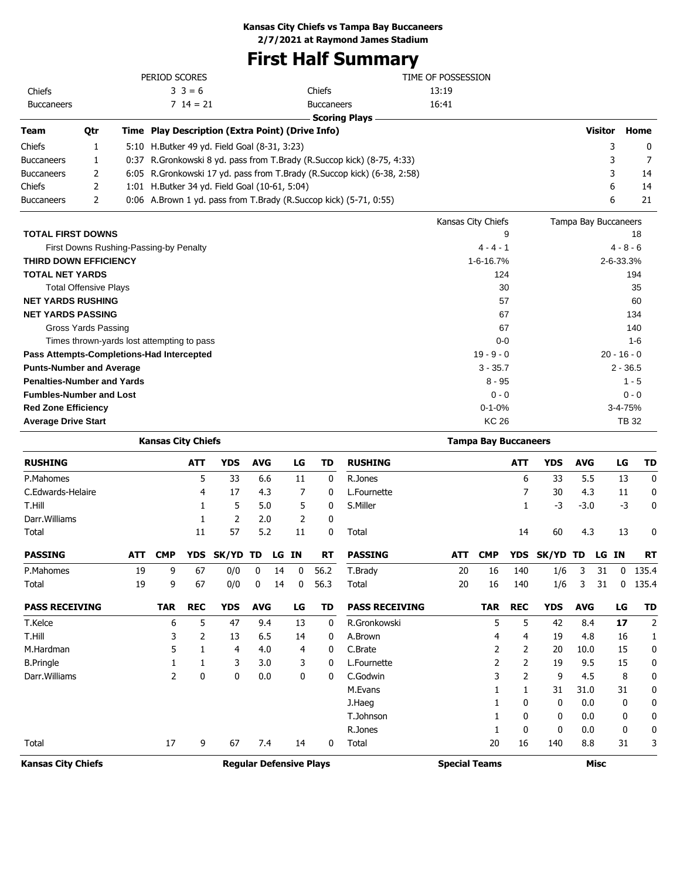**Kansas City Chiefs vs Tampa Bay Buccaneers**
**2/7/2021 at Raymond James Stadium**

# First Half Summary

| PERIOD SCORES | | |
|---|---|---|
| Chiefs | 3 3 = 6 | |
| Buccaneers | 7 14 = 21 | |

| TIME OF POSSESSION | |
|---|---|
| Chiefs | 13:19 |
| Buccaneers | 16:41 |

**Scoring Plays**

| Team | Qtr | Time | Play Description (Extra Point) (Drive Info) | Visitor | Home |
|---|---|---|---|---|---|
| Chiefs | 1 | 5:10 | H.Butker 49 yd. Field Goal (8-31, 3:23) | 3 | 0 |
| Buccaneers | 1 | 0:37 | R.Gronkowski 8 yd. pass from T.Brady (R.Succop kick) (8-75, 4:33) | 3 | 7 |
| Buccaneers | 2 | 6:05 | R.Gronkowski 17 yd. pass from T.Brady (R.Succop kick) (6-38, 2:58) | 3 | 14 |
| Chiefs | 2 | 1:01 | H.Butker 34 yd. Field Goal (10-61, 5:04) | 6 | 14 |
| Buccaneers | 2 | 0:06 | A.Brown 1 yd. pass from T.Brady (R.Succop kick) (5-71, 0:55) | 6 | 21 |

| | Kansas City Chiefs | Tampa Bay Buccaneers |
|---|---|---|
| **TOTAL FIRST DOWNS** | 9 | 18 |
| First Downs Rushing-Passing-by Penalty | 4 - 4 - 1 | 4 - 8 - 6 |
| **THIRD DOWN EFFICIENCY** | 1-6-16.7% | 2-6-33.3% |
| **TOTAL NET YARDS** | 124 | 194 |
| Total Offensive Plays | 30 | 35 |
| **NET YARDS RUSHING** | 57 | 60 |
| **NET YARDS PASSING** | 67 | 134 |
| Gross Yards Passing | 67 | 140 |
| Times thrown-yards lost attempting to pass | 0-0 | 1-6 |
| **Pass Attempts-Completions-Had Intercepted** | 19 - 9 - 0 | 20 - 16 - 0 |
| **Punts-Number and Average** | 3 - 35.7 | 2 - 36.5 |
| **Penalties-Number and Yards** | 8 - 95 | 1 - 5 |
| **Fumbles-Number and Lost** | 0 - 0 | 0 - 0 |
| **Red Zone Efficiency** | 0-1-0% | 3-4-75% |
| **Average Drive Start** | KC 26 | TB 32 |

## Kansas City Chiefs

| RUSHING | ATT | YDS | AVG | LG | TD |
|---|---|---|---|---|---|
| P.Mahomes | 5 | 33 | 6.6 | 11 | 0 |
| C.Edwards-Helaire | 4 | 17 | 4.3 | 7 | 0 |
| T.Hill | 1 | 5 | 5.0 | 5 | 0 |
| Darr.Williams | 1 | 2 | 2.0 | 2 | 0 |
| Total | 11 | 57 | 5.2 | 11 | 0 |

| PASSING | ATT | CMP | YDS | SK/YD | TD | LG | IN | RT |
|---|---|---|---|---|---|---|---|---|
| P.Mahomes | 19 | 9 | 67 | 0/0 | 0 | 14 | 0 | 56.2 |
| Total | 19 | 9 | 67 | 0/0 | 0 | 14 | 0 | 56.3 |

| PASS RECEIVING | TAR | REC | YDS | AVG | LG | TD |
|---|---|---|---|---|---|---|
| T.Kelce | 6 | 5 | 47 | 9.4 | 13 | 0 |
| T.Hill | 3 | 2 | 13 | 6.5 | 14 | 0 |
| M.Hardman | 5 | 1 | 4 | 4.0 | 4 | 0 |
| B.Pringle | 1 | 1 | 3 | 3.0 | 3 | 0 |
| Darr.Williams | 2 | 0 | 0 | 0.0 | 0 | 0 |
| Total | 17 | 9 | 67 | 7.4 | 14 | 0 |

## Tampa Bay Buccaneers

| RUSHING | ATT | YDS | AVG | LG | TD |
|---|---|---|---|---|---|
| R.Jones | 6 | 33 | 5.5 | 13 | 0 |
| L.Fournette | 7 | 30 | 4.3 | 11 | 0 |
| S.Miller | 1 | -3 | -3.0 | -3 | 0 |
| Total | 14 | 60 | 4.3 | 13 | 0 |

| PASSING | ATT | CMP | YDS | SK/YD | TD | LG | IN | RT |
|---|---|---|---|---|---|---|---|---|
| T.Brady | 20 | 16 | 140 | 1/6 | 3 | 31 | 0 | 135.4 |
| Total | 20 | 16 | 140 | 1/6 | 3 | 31 | 0 | 135.4 |

| PASS RECEIVING | TAR | REC | YDS | AVG | LG | TD |
|---|---|---|---|---|---|---|
| R.Gronkowski | 5 | 5 | 42 | 8.4 | **17** | 2 |
| A.Brown | 4 | 4 | 19 | 4.8 | 16 | 1 |
| C.Brate | 2 | 2 | 20 | 10.0 | 15 | 0 |
| L.Fournette | 2 | 2 | 19 | 9.5 | 15 | 0 |
| C.Godwin | 3 | 2 | 9 | 4.5 | 8 | 0 |
| M.Evans | 1 | 1 | 31 | 31.0 | 31 | 0 |
| J.Haeg | 1 | 0 | 0 | 0.0 | 0 | 0 |
| T.Johnson | 1 | 0 | 0 | 0.0 | 0 | 0 |
| R.Jones | 1 | 0 | 0 | 0.0 | 0 | 0 |
| Total | 20 | 16 | 140 | 8.8 | 31 | 3 |

**Kansas City Chiefs** | **Regular Defensive Plays** | **Special Teams** | **Misc**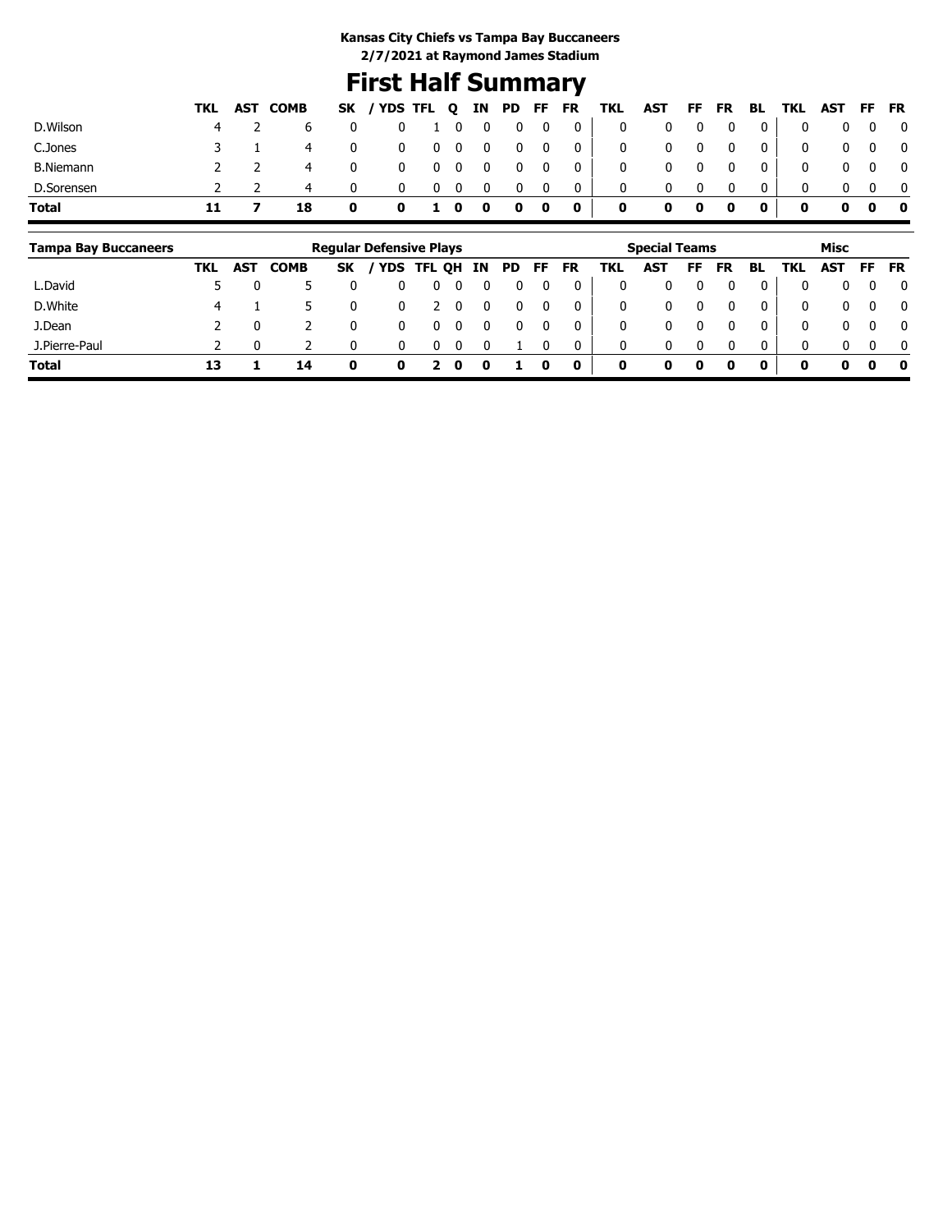**Kansas City Chiefs vs Tampa Bay Buccaneers**
**2/7/2021 at Raymond James Stadium**

# First Half Summary

| | Regular Defensive Plays | | | | | | | | | | | Special Teams | | | | | Misc | | | |
|---|---|---|---|---|---|---|---|---|---|---|---|---|---|---|---|---|---|---|---|---|
| | TKL | AST | COMB | SK | / YDS | TFL | Q | IN | PD | FF | FR | TKL | AST | FF | FR | BL | TKL | AST | FF | FR |
| D.Wilson | 4 | 2 | 6 | 0 | 0 | 1 | 0 | 0 | 0 | 0 | 0 | 0 | 0 | 0 | 0 | 0 | 0 | 0 | 0 | 0 |
| C.Jones | 3 | 1 | 4 | 0 | 0 | 0 | 0 | 0 | 0 | 0 | 0 | 0 | 0 | 0 | 0 | 0 | 0 | 0 | 0 | 0 |
| B.Niemann | 2 | 2 | 4 | 0 | 0 | 0 | 0 | 0 | 0 | 0 | 0 | 0 | 0 | 0 | 0 | 0 | 0 | 0 | 0 | 0 |
| D.Sorensen | 2 | 2 | 4 | 0 | 0 | 0 | 0 | 0 | 0 | 0 | 0 | 0 | 0 | 0 | 0 | 0 | 0 | 0 | 0 | 0 |
| **Total** | **11** | **7** | **18** | **0** | **0** | **1** | **0** | **0** | **0** | **0** | **0** | **0** | **0** | **0** | **0** | **0** | **0** | **0** | **0** | **0** |

| Tampa Bay Buccaneers | Regular Defensive Plays | | | | | | | | | | | Special Teams | | | | | Misc | | | |
|---|---|---|---|---|---|---|---|---|---|---|---|---|---|---|---|---|---|---|---|---|
| | TKL | AST | COMB | SK | / YDS | TFL | QH | IN | PD | FF | FR | TKL | AST | FF | FR | BL | TKL | AST | FF | FR |
| L.David | 5 | 0 | 5 | 0 | 0 | 0 | 0 | 0 | 0 | 0 | 0 | 0 | 0 | 0 | 0 | 0 | 0 | 0 | 0 | 0 |
| D.White | 4 | 1 | 5 | 0 | 0 | 2 | 0 | 0 | 0 | 0 | 0 | 0 | 0 | 0 | 0 | 0 | 0 | 0 | 0 | 0 |
| J.Dean | 2 | 0 | 2 | 0 | 0 | 0 | 0 | 0 | 0 | 0 | 0 | 0 | 0 | 0 | 0 | 0 | 0 | 0 | 0 | 0 |
| J.Pierre-Paul | 2 | 0 | 2 | 0 | 0 | 0 | 0 | 0 | 1 | 0 | 0 | 0 | 0 | 0 | 0 | 0 | 0 | 0 | 0 | 0 |
| **Total** | **13** | **1** | **14** | **0** | **0** | **2** | **0** | **0** | **1** | **0** | **0** | **0** | **0** | **0** | **0** | **0** | **0** | **0** | **0** | **0** |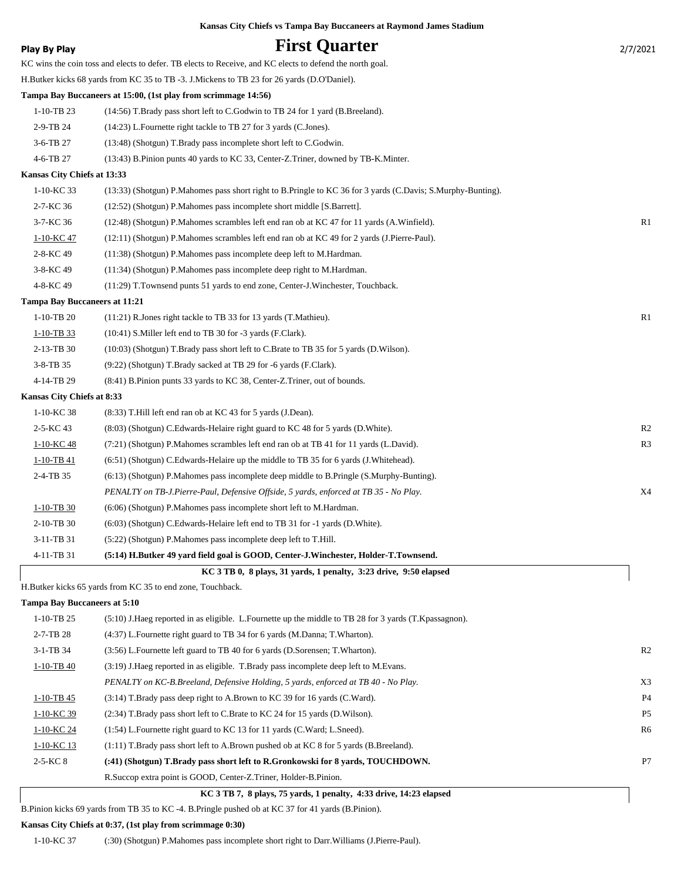**Kansas City Chiefs vs Tampa Bay Buccaneers at Raymond James Stadium**

**Play By Play**

# First Quarter

2/7/2021

KC wins the coin toss and elects to defer. TB elects to Receive, and KC elects to defend the north goal.

H.Butker kicks 68 yards from KC 35 to TB -3. J.Mickens to TB 23 for 26 yards (D.O'Daniel).

**Tampa Bay Buccaneers at 15:00, (1st play from scrimmage 14:56)**

| | | |
|---|---|---|
| 1-10-TB 23 | (14:56) T.Brady pass short left to C.Godwin to TB 24 for 1 yard (B.Breeland). | |
| 2-9-TB 24 | (14:23) L.Fournette right tackle to TB 27 for 3 yards (C.Jones). | |
| 3-6-TB 27 | (13:48) (Shotgun) T.Brady pass incomplete short left to C.Godwin. | |
| 4-6-TB 27 | (13:43) B.Pinion punts 40 yards to KC 33, Center-Z.Triner, downed by TB-K.Minter. | |

**Kansas City Chiefs at 13:33**

| | | |
|---|---|---|
| 1-10-KC 33 | (13:33) (Shotgun) P.Mahomes pass short right to B.Pringle to KC 36 for 3 yards (C.Davis; S.Murphy-Bunting). | |
| 2-7-KC 36 | (12:52) (Shotgun) P.Mahomes pass incomplete short middle [S.Barrett]. | |
| 3-7-KC 36 | (12:48) (Shotgun) P.Mahomes scrambles left end ran ob at KC 47 for 11 yards (A.Winfield). | R1 |
| 1-10-KC 47 | (12:11) (Shotgun) P.Mahomes scrambles left end ran ob at KC 49 for 2 yards (J.Pierre-Paul). | |
| 2-8-KC 49 | (11:38) (Shotgun) P.Mahomes pass incomplete deep left to M.Hardman. | |
| 3-8-KC 49 | (11:34) (Shotgun) P.Mahomes pass incomplete deep right to M.Hardman. | |
| 4-8-KC 49 | (11:29) T.Townsend punts 51 yards to end zone, Center-J.Winchester, Touchback. | |

**Tampa Bay Buccaneers at 11:21**

| | | |
|---|---|---|
| 1-10-TB 20 | (11:21) R.Jones right tackle to TB 33 for 13 yards (T.Mathieu). | R1 |
| 1-10-TB 33 | (10:41) S.Miller left end to TB 30 for -3 yards (F.Clark). | |
| 2-13-TB 30 | (10:03) (Shotgun) T.Brady pass short left to C.Brate to TB 35 for 5 yards (D.Wilson). | |
| 3-8-TB 35 | (9:22) (Shotgun) T.Brady sacked at TB 29 for -6 yards (F.Clark). | |
| 4-14-TB 29 | (8:41) B.Pinion punts 33 yards to KC 38, Center-Z.Triner, out of bounds. | |

**Kansas City Chiefs at 8:33**

| | | |
|---|---|---|
| 1-10-KC 38 | (8:33) T.Hill left end ran ob at KC 43 for 5 yards (J.Dean). | |
| 2-5-KC 43 | (8:03) (Shotgun) C.Edwards-Helaire right guard to KC 48 for 5 yards (D.White). | R2 |
| 1-10-KC 48 | (7:21) (Shotgun) P.Mahomes scrambles left end ran ob at TB 41 for 11 yards (L.David). | R3 |
| 1-10-TB 41 | (6:51) (Shotgun) C.Edwards-Helaire up the middle to TB 35 for 6 yards (J.Whitehead). | |
| 2-4-TB 35 | (6:13) (Shotgun) P.Mahomes pass incomplete deep middle to B.Pringle (S.Murphy-Bunting). | |
| | *PENALTY on TB-J.Pierre-Paul, Defensive Offside, 5 yards, enforced at TB 35 - No Play.* | X4 |
| 1-10-TB 30 | (6:06) (Shotgun) P.Mahomes pass incomplete short left to M.Hardman. | |
| 2-10-TB 30 | (6:03) (Shotgun) C.Edwards-Helaire left end to TB 31 for -1 yards (D.White). | |
| 3-11-TB 31 | (5:22) (Shotgun) P.Mahomes pass incomplete deep left to T.Hill. | |
| 4-11-TB 31 | **(5:14) H.Butker 49 yard field goal is GOOD, Center-J.Winchester, Holder-T.Townsend.** | |

**KC 3 TB 0, 8 plays, 31 yards, 1 penalty, 3:23 drive, 9:50 elapsed**

H.Butker kicks 65 yards from KC 35 to end zone, Touchback.

**Tampa Bay Buccaneers at 5:10**

| | | |
|---|---|---|
| 1-10-TB 25 | (5:10) J.Haeg reported in as eligible. L.Fournette up the middle to TB 28 for 3 yards (T.Kpassagnon). | |
| 2-7-TB 28 | (4:37) L.Fournette right guard to TB 34 for 6 yards (M.Danna; T.Wharton). | |
| 3-1-TB 34 | (3:56) L.Fournette left guard to TB 40 for 6 yards (D.Sorensen; T.Wharton). | R2 |
| 1-10-TB 40 | (3:19) J.Haeg reported in as eligible. T.Brady pass incomplete deep left to M.Evans. | |
| | *PENALTY on KC-B.Breeland, Defensive Holding, 5 yards, enforced at TB 40 - No Play.* | X3 |
| 1-10-TB 45 | (3:14) T.Brady pass deep right to A.Brown to KC 39 for 16 yards (C.Ward). | P4 |
| 1-10-KC 39 | (2:34) T.Brady pass short left to C.Brate to KC 24 for 15 yards (D.Wilson). | P5 |
| 1-10-KC 24 | (1:54) L.Fournette right guard to KC 13 for 11 yards (C.Ward; L.Sneed). | R6 |
| 1-10-KC 13 | (1:11) T.Brady pass short left to A.Brown pushed ob at KC 8 for 5 yards (B.Breeland). | |
| 2-5-KC 8 | **(:41) (Shotgun) T.Brady pass short left to R.Gronkowski for 8 yards, TOUCHDOWN.** | P7 |
| | R.Succop extra point is GOOD, Center-Z.Triner, Holder-B.Pinion. | |

**KC 3 TB 7, 8 plays, 75 yards, 1 penalty, 4:33 drive, 14:23 elapsed**

B.Pinion kicks 69 yards from TB 35 to KC -4. B.Pringle pushed ob at KC 37 for 41 yards (B.Pinion).

**Kansas City Chiefs at 0:37, (1st play from scrimmage 0:30)**

| | | |
|---|---|---|
| 1-10-KC 37 | (:30) (Shotgun) P.Mahomes pass incomplete short right to Darr.Williams (J.Pierre-Paul). | |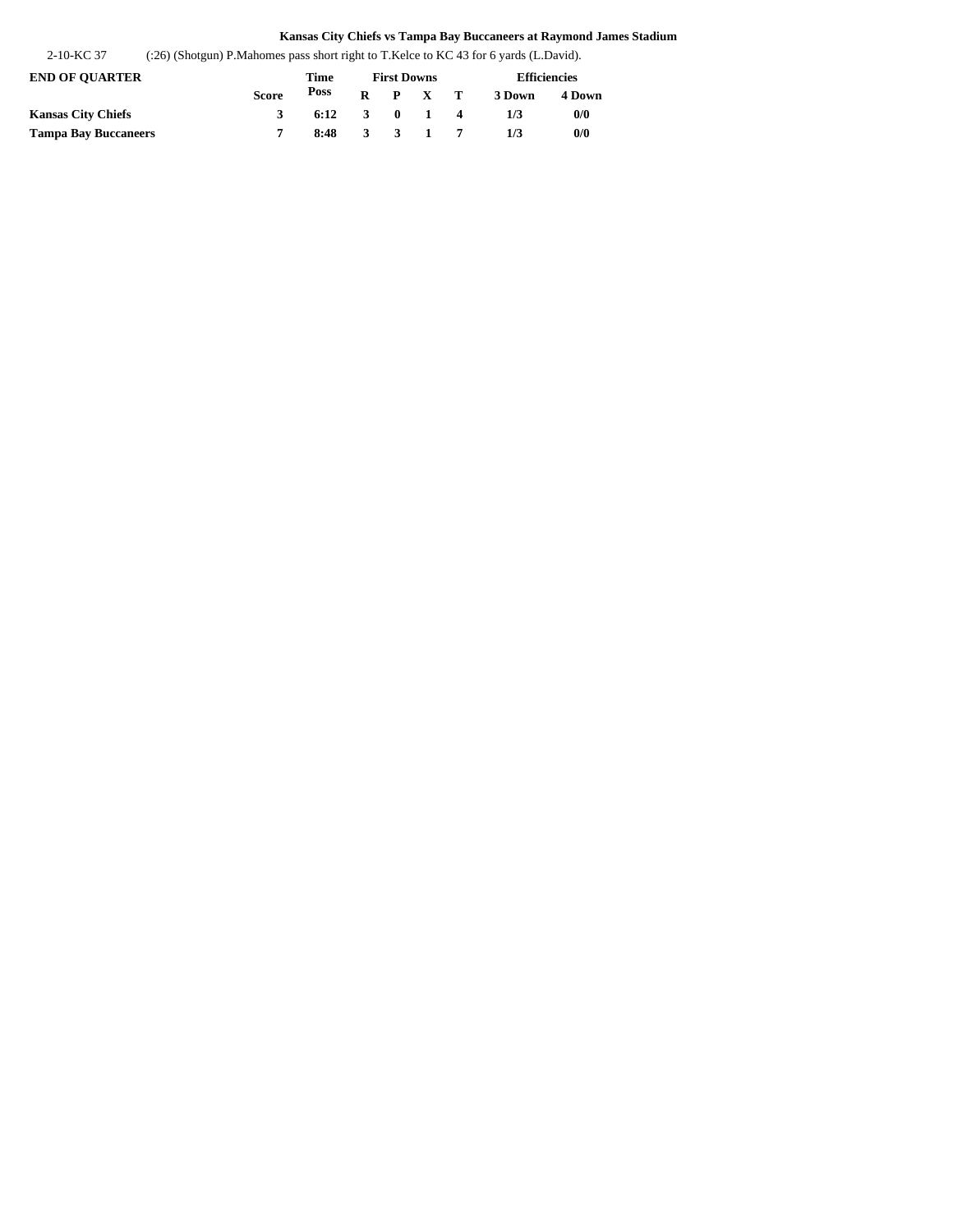**Kansas City Chiefs vs Tampa Bay Buccaneers at Raymond James Stadium**

2-10-KC 37 (:26) (Shotgun) P.Mahomes pass short right to T.Kelce to KC 43 for 6 yards (L.David).

| END OF QUARTER | Score | Time Poss | First Downs | | | | Efficiencies | |
|---|---|---|---|---|---|---|---|---|
| | | | R | P | X | T | 3 Down | 4 Down |
| **Kansas City Chiefs** | 3 | 6:12 | 3 | 0 | 1 | 4 | 1/3 | 0/0 |
| **Tampa Bay Buccaneers** | 7 | 8:48 | 3 | 3 | 1 | 7 | 1/3 | 0/0 |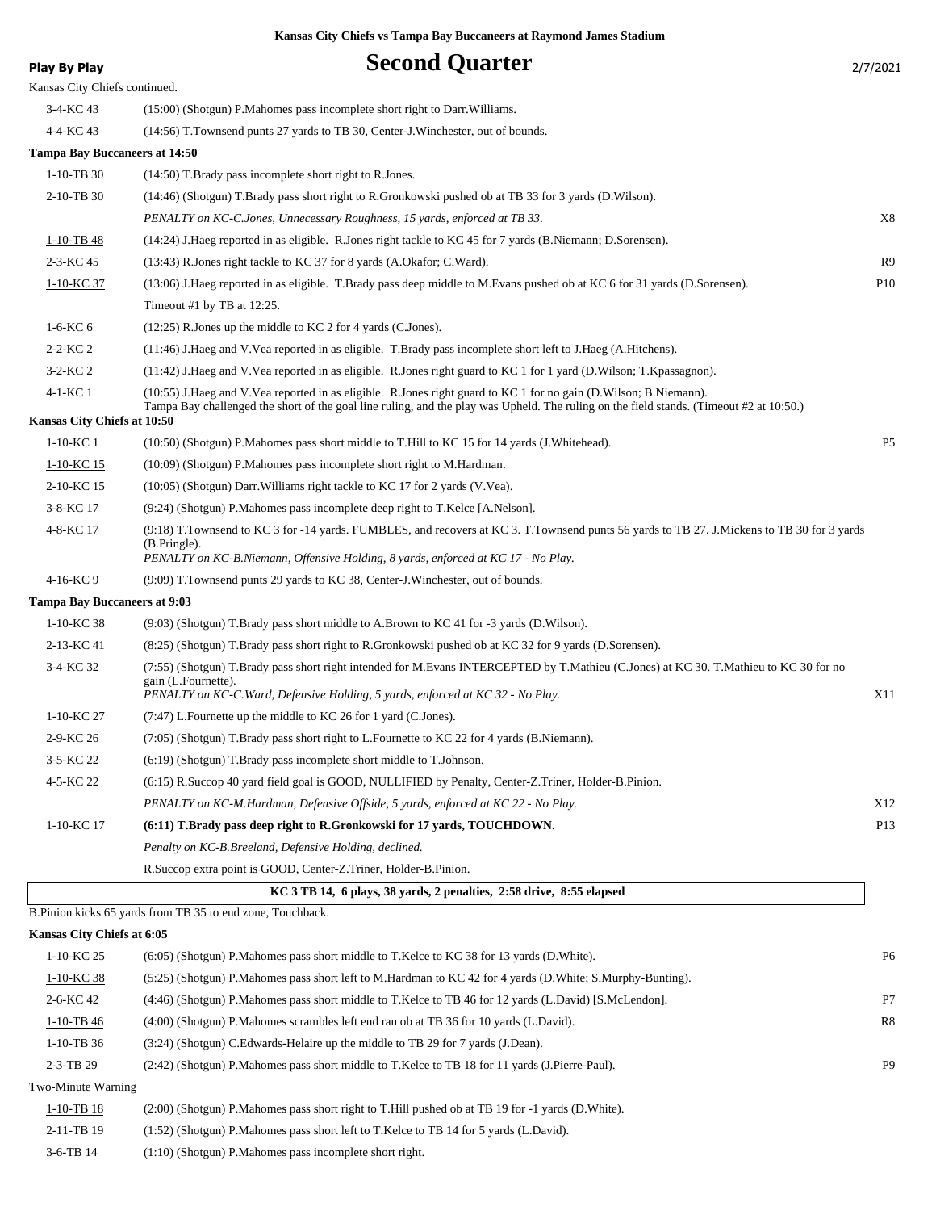**Kansas City Chiefs vs Tampa Bay Buccaneers at Raymond James Stadium**

**Play By Play**

# Second Quarter

2/7/2021

Kansas City Chiefs continued.

| | | |
|---|---|---|
| 3-4-KC 43 | (15:00) (Shotgun) P.Mahomes pass incomplete short right to Darr.Williams. | |
| 4-4-KC 43 | (14:56) T.Townsend punts 27 yards to TB 30, Center-J.Winchester, out of bounds. | |

**Tampa Bay Buccaneers at 14:50**

| | | |
|---|---|---|
| 1-10-TB 30 | (14:50) T.Brady pass incomplete short right to R.Jones. | |
| 2-10-TB 30 | (14:46) (Shotgun) T.Brady pass short right to R.Gronkowski pushed ob at TB 33 for 3 yards (D.Wilson). | |
| | *PENALTY on KC-C.Jones, Unnecessary Roughness, 15 yards, enforced at TB 33.* | X8 |
| 1-10-TB 48 | (14:24) J.Haeg reported in as eligible. R.Jones right tackle to KC 45 for 7 yards (B.Niemann; D.Sorensen). | |
| 2-3-KC 45 | (13:43) R.Jones right tackle to KC 37 for 8 yards (A.Okafor; C.Ward). | R9 |
| 1-10-KC 37 | (13:06) J.Haeg reported in as eligible. T.Brady pass deep middle to M.Evans pushed ob at KC 6 for 31 yards (D.Sorensen). | P10 |
| | Timeout #1 by TB at 12:25. | |
| 1-6-KC 6 | (12:25) R.Jones up the middle to KC 2 for 4 yards (C.Jones). | |
| 2-2-KC 2 | (11:46) J.Haeg and V.Vea reported in as eligible. T.Brady pass incomplete short left to J.Haeg (A.Hitchens). | |
| 3-2-KC 2 | (11:42) J.Haeg and V.Vea reported in as eligible. R.Jones right guard to KC 1 for 1 yard (D.Wilson; T.Kpassagnon). | |
| 4-1-KC 1 | (10:55) J.Haeg and V.Vea reported in as eligible. R.Jones right guard to KC 1 for no gain (D.Wilson; B.Niemann). Tampa Bay challenged the short of the goal line ruling, and the play was Upheld. The ruling on the field stands. (Timeout #2 at 10:50.) | |

**Kansas City Chiefs at 10:50**

| | | |
|---|---|---|
| 1-10-KC 1 | (10:50) (Shotgun) P.Mahomes pass short middle to T.Hill to KC 15 for 14 yards (J.Whitehead). | P5 |
| 1-10-KC 15 | (10:09) (Shotgun) P.Mahomes pass incomplete short right to M.Hardman. | |
| 2-10-KC 15 | (10:05) (Shotgun) Darr.Williams right tackle to KC 17 for 2 yards (V.Vea). | |
| 3-8-KC 17 | (9:24) (Shotgun) P.Mahomes pass incomplete deep right to T.Kelce [A.Nelson]. | |
| 4-8-KC 17 | (9:18) T.Townsend to KC 3 for -14 yards. FUMBLES, and recovers at KC 3. T.Townsend punts 56 yards to TB 27. J.Mickens to TB 30 for 3 yards (B.Pringle). *PENALTY on KC-B.Niemann, Offensive Holding, 8 yards, enforced at KC 17 - No Play.* | |
| 4-16-KC 9 | (9:09) T.Townsend punts 29 yards to KC 38, Center-J.Winchester, out of bounds. | |

**Tampa Bay Buccaneers at 9:03**

| | | |
|---|---|---|
| 1-10-KC 38 | (9:03) (Shotgun) T.Brady pass short middle to A.Brown to KC 41 for -3 yards (D.Wilson). | |
| 2-13-KC 41 | (8:25) (Shotgun) T.Brady pass short right to R.Gronkowski pushed ob at KC 32 for 9 yards (D.Sorensen). | |
| 3-4-KC 32 | (7:55) (Shotgun) T.Brady pass short right intended for M.Evans INTERCEPTED by T.Mathieu (C.Jones) at KC 30. T.Mathieu to KC 30 for no gain (L.Fournette). *PENALTY on KC-C.Ward, Defensive Holding, 5 yards, enforced at KC 32 - No Play.* | X11 |
| 1-10-KC 27 | (7:47) L.Fournette up the middle to KC 26 for 1 yard (C.Jones). | |
| 2-9-KC 26 | (7:05) (Shotgun) T.Brady pass short right to L.Fournette to KC 22 for 4 yards (B.Niemann). | |
| 3-5-KC 22 | (6:19) (Shotgun) T.Brady pass incomplete short middle to T.Johnson. | |
| 4-5-KC 22 | (6:15) R.Succop 40 yard field goal is GOOD, NULLIFIED by Penalty, Center-Z.Triner, Holder-B.Pinion. | |
| | *PENALTY on KC-M.Hardman, Defensive Offside, 5 yards, enforced at KC 22 - No Play.* | X12 |
| 1-10-KC 17 | **(6:11) T.Brady pass deep right to R.Gronkowski for 17 yards, TOUCHDOWN.** | P13 |
| | *Penalty on KC-B.Breeland, Defensive Holding, declined.* | |
| | R.Succop extra point is GOOD, Center-Z.Triner, Holder-B.Pinion. | |

**KC 3 TB 14, 6 plays, 38 yards, 2 penalties, 2:58 drive, 8:55 elapsed**

B.Pinion kicks 65 yards from TB 35 to end zone, Touchback.

**Kansas City Chiefs at 6:05**

| | | |
|---|---|---|
| 1-10-KC 25 | (6:05) (Shotgun) P.Mahomes pass short middle to T.Kelce to KC 38 for 13 yards (D.White). | P6 |
| 1-10-KC 38 | (5:25) (Shotgun) P.Mahomes pass short left to M.Hardman to KC 42 for 4 yards (D.White; S.Murphy-Bunting). | |
| 2-6-KC 42 | (4:46) (Shotgun) P.Mahomes pass short middle to T.Kelce to TB 46 for 12 yards (L.David) [S.McLendon]. | P7 |
| 1-10-TB 46 | (4:00) (Shotgun) P.Mahomes scrambles left end ran ob at TB 36 for 10 yards (L.David). | R8 |
| 1-10-TB 36 | (3:24) (Shotgun) C.Edwards-Helaire up the middle to TB 29 for 7 yards (J.Dean). | |
| 2-3-TB 29 | (2:42) (Shotgun) P.Mahomes pass short middle to T.Kelce to TB 18 for 11 yards (J.Pierre-Paul). | P9 |

Two-Minute Warning

| | | |
|---|---|---|
| 1-10-TB 18 | (2:00) (Shotgun) P.Mahomes pass short right to T.Hill pushed ob at TB 19 for -1 yards (D.White). | |
| 2-11-TB 19 | (1:52) (Shotgun) P.Mahomes pass short left to T.Kelce to TB 14 for 5 yards (L.David). | |
| 3-6-TB 14 | (1:10) (Shotgun) P.Mahomes pass incomplete short right. | |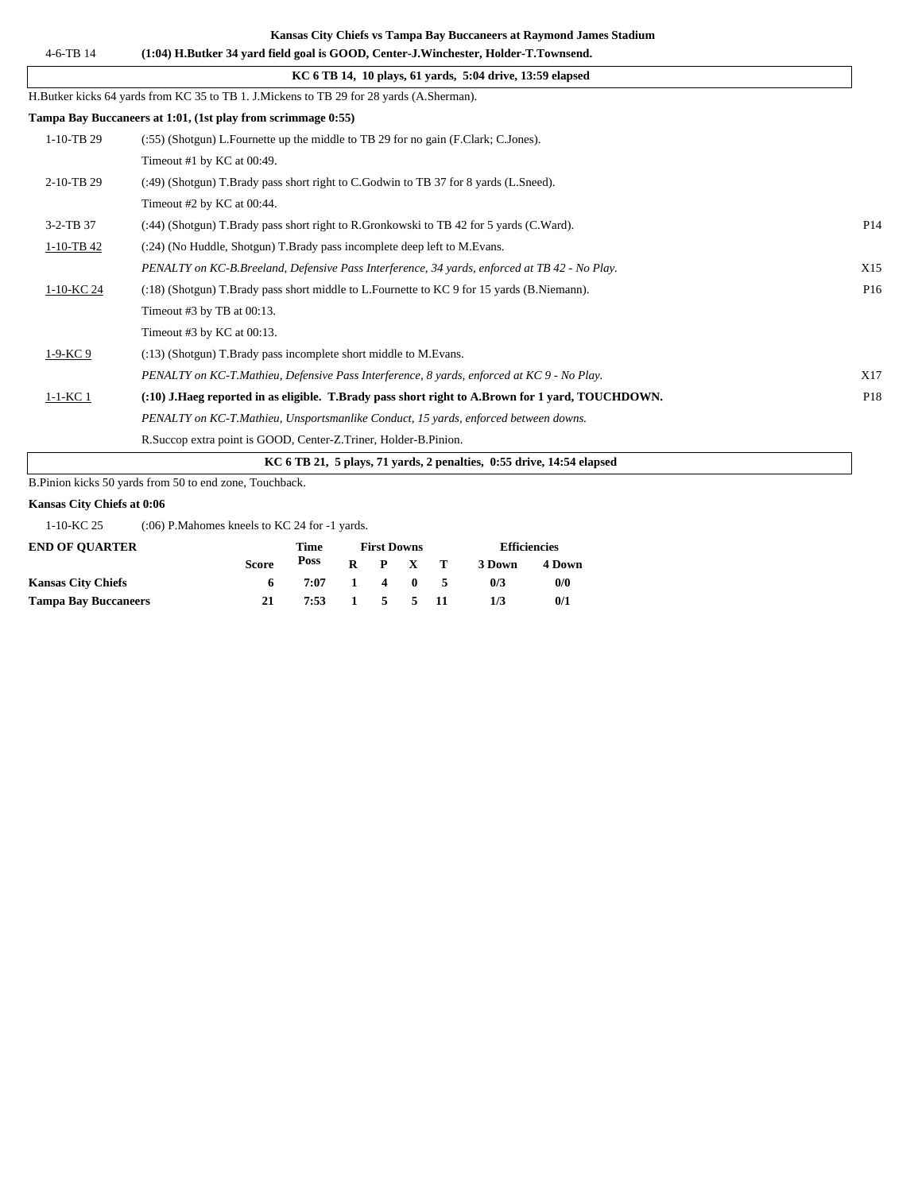**Kansas City Chiefs vs Tampa Bay Buccaneers at Raymond James Stadium**

| | | |
|---|---|---|
| 4-6-TB 14 | **(1:04) H.Butker 34 yard field goal is GOOD, Center-J.Winchester, Holder-T.Townsend.** | |

**KC 6 TB 14, 10 plays, 61 yards, 5:04 drive, 13:59 elapsed**

H.Butker kicks 64 yards from KC 35 to TB 1. J.Mickens to TB 29 for 28 yards (A.Sherman).

**Tampa Bay Buccaneers at 1:01, (1st play from scrimmage 0:55)**

| | | |
|---|---|---|
| 1-10-TB 29 | (:55) (Shotgun) L.Fournette up the middle to TB 29 for no gain (F.Clark; C.Jones). | |
| | Timeout #1 by KC at 00:49. | |
| 2-10-TB 29 | (:49) (Shotgun) T.Brady pass short right to C.Godwin to TB 37 for 8 yards (L.Sneed). | |
| | Timeout #2 by KC at 00:44. | |
| 3-2-TB 37 | (:44) (Shotgun) T.Brady pass short right to R.Gronkowski to TB 42 for 5 yards (C.Ward). | P14 |
| 1-10-TB 42 | (:24) (No Huddle, Shotgun) T.Brady pass incomplete deep left to M.Evans. | |
| | *PENALTY on KC-B.Breeland, Defensive Pass Interference, 34 yards, enforced at TB 42 - No Play.* | X15 |
| 1-10-KC 24 | (:18) (Shotgun) T.Brady pass short middle to L.Fournette to KC 9 for 15 yards (B.Niemann). | P16 |
| | Timeout #3 by TB at 00:13. | |
| | Timeout #3 by KC at 00:13. | |
| 1-9-KC 9 | (:13) (Shotgun) T.Brady pass incomplete short middle to M.Evans. | |
| | *PENALTY on KC-T.Mathieu, Defensive Pass Interference, 8 yards, enforced at KC 9 - No Play.* | X17 |
| 1-1-KC 1 | **(:10) J.Haeg reported in as eligible. T.Brady pass short right to A.Brown for 1 yard, TOUCHDOWN.** | P18 |
| | *PENALTY on KC-T.Mathieu, Unsportsmanlike Conduct, 15 yards, enforced between downs.* | |
| | R.Succop extra point is GOOD, Center-Z.Triner, Holder-B.Pinion. | |

**KC 6 TB 21, 5 plays, 71 yards, 2 penalties, 0:55 drive, 14:54 elapsed**

B.Pinion kicks 50 yards from 50 to end zone, Touchback.

**Kansas City Chiefs at 0:06**

| | |
|---|---|
| 1-10-KC 25 | (:06) P.Mahomes kneels to KC 24 for -1 yards. |

| END OF QUARTER | Score | Time Poss | First Downs R | P | X | T | Efficiencies 3 Down | 4 Down |
|---|---|---|---|---|---|---|---|---|
| **Kansas City Chiefs** | 6 | 7:07 | 1 | 4 | 0 | 5 | 0/3 | 0/0 |
| **Tampa Bay Buccaneers** | 21 | 7:53 | 1 | 5 | 5 | 11 | 1/3 | 0/1 |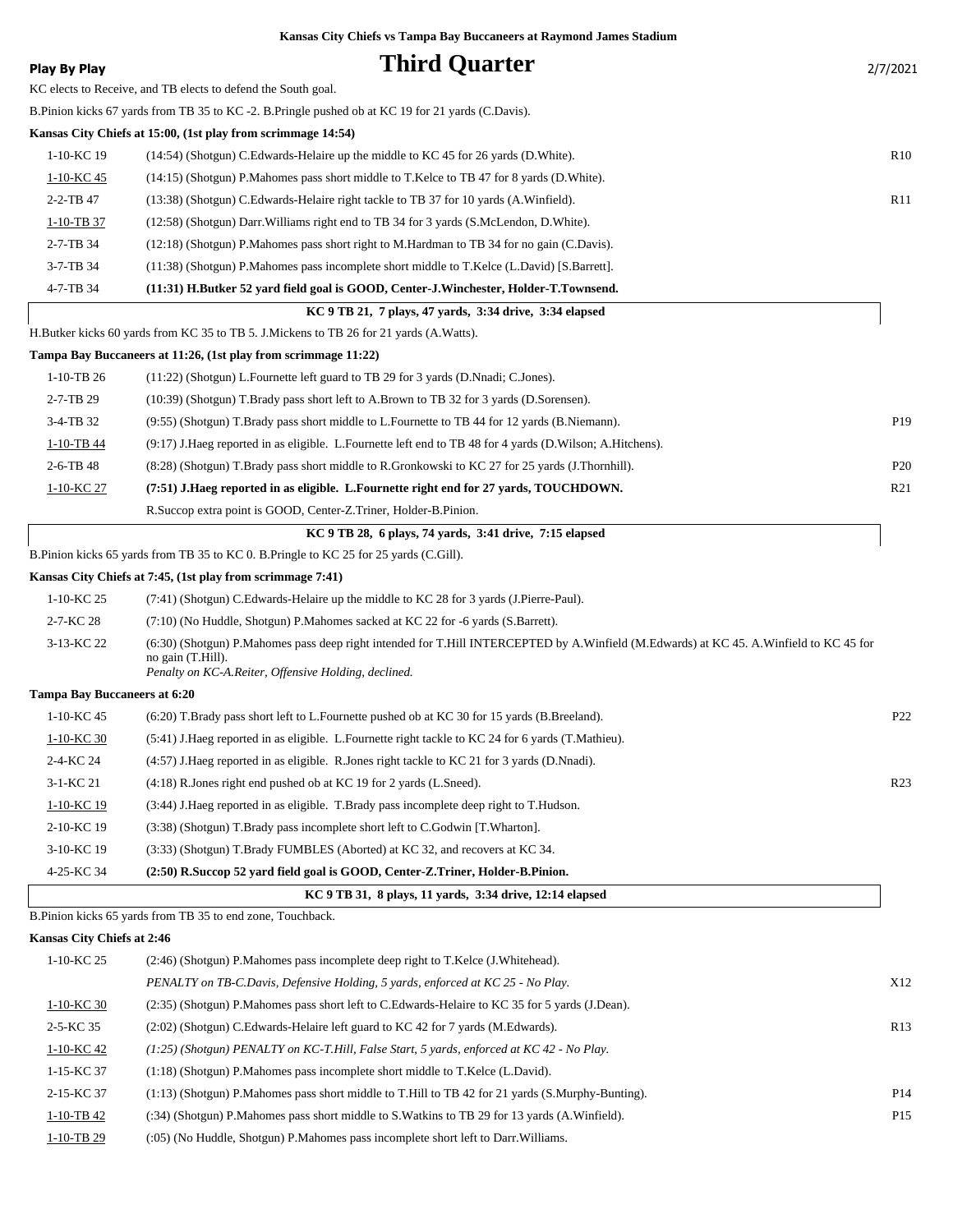**Kansas City Chiefs vs Tampa Bay Buccaneers at Raymond James Stadium**

**Play By Play** — # Third Quarter — 2/7/2021

KC elects to Receive, and TB elects to defend the South goal.

B.Pinion kicks 67 yards from TB 35 to KC -2. B.Pringle pushed ob at KC 19 for 21 yards (C.Davis).

**Kansas City Chiefs at 15:00, (1st play from scrimmage 14:54)**

| Down | Play | |
|---|---|---|
| 1-10-KC 19 | (14:54) (Shotgun) C.Edwards-Helaire up the middle to KC 45 for 26 yards (D.White). | R10 |
| 1-10-KC 45 | (14:15) (Shotgun) P.Mahomes pass short middle to T.Kelce to TB 47 for 8 yards (D.White). | |
| 2-2-TB 47 | (13:38) (Shotgun) C.Edwards-Helaire right tackle to TB 37 for 10 yards (A.Winfield). | R11 |
| 1-10-TB 37 | (12:58) (Shotgun) Darr.Williams right end to TB 34 for 3 yards (S.McLendon, D.White). | |
| 2-7-TB 34 | (12:18) (Shotgun) P.Mahomes pass short right to M.Hardman to TB 34 for no gain (C.Davis). | |
| 3-7-TB 34 | (11:38) (Shotgun) P.Mahomes pass incomplete short middle to T.Kelce (L.David) [S.Barrett]. | |
| 4-7-TB 34 | **(11:31) H.Butker 52 yard field goal is GOOD, Center-J.Winchester, Holder-T.Townsend.** | |

**KC 9 TB 21, 7 plays, 47 yards, 3:34 drive, 3:34 elapsed**

H.Butker kicks 60 yards from KC 35 to TB 5. J.Mickens to TB 26 for 21 yards (A.Watts).

**Tampa Bay Buccaneers at 11:26, (1st play from scrimmage 11:22)**

| Down | Play | |
|---|---|---|
| 1-10-TB 26 | (11:22) (Shotgun) L.Fournette left guard to TB 29 for 3 yards (D.Nnadi; C.Jones). | |
| 2-7-TB 29 | (10:39) (Shotgun) T.Brady pass short left to A.Brown to TB 32 for 3 yards (D.Sorensen). | |
| 3-4-TB 32 | (9:55) (Shotgun) T.Brady pass short middle to L.Fournette to TB 44 for 12 yards (B.Niemann). | P19 |
| 1-10-TB 44 | (9:17) J.Haeg reported in as eligible. L.Fournette left end to TB 48 for 4 yards (D.Wilson; A.Hitchens). | |
| 2-6-TB 48 | (8:28) (Shotgun) T.Brady pass short middle to R.Gronkowski to KC 27 for 25 yards (J.Thornhill). | P20 |
| 1-10-KC 27 | **(7:51) J.Haeg reported in as eligible. L.Fournette right end for 27 yards, TOUCHDOWN.** | R21 |
| | R.Succop extra point is GOOD, Center-Z.Triner, Holder-B.Pinion. | |

**KC 9 TB 28, 6 plays, 74 yards, 3:41 drive, 7:15 elapsed**

B.Pinion kicks 65 yards from TB 35 to KC 0. B.Pringle to KC 25 for 25 yards (C.Gill).

**Kansas City Chiefs at 7:45, (1st play from scrimmage 7:41)**

| Down | Play | |
|---|---|---|
| 1-10-KC 25 | (7:41) (Shotgun) C.Edwards-Helaire up the middle to KC 28 for 3 yards (J.Pierre-Paul). | |
| 2-7-KC 28 | (7:10) (No Huddle, Shotgun) P.Mahomes sacked at KC 22 for -6 yards (S.Barrett). | |
| 3-13-KC 22 | (6:30) (Shotgun) P.Mahomes pass deep right intended for T.Hill INTERCEPTED by A.Winfield (M.Edwards) at KC 45. A.Winfield to KC 45 for no gain (T.Hill). *Penalty on KC-A.Reiter, Offensive Holding, declined.* | |

**Tampa Bay Buccaneers at 6:20**

| Down | Play | |
|---|---|---|
| 1-10-KC 45 | (6:20) T.Brady pass short left to L.Fournette pushed ob at KC 30 for 15 yards (B.Breeland). | P22 |
| 1-10-KC 30 | (5:41) J.Haeg reported in as eligible. L.Fournette right tackle to KC 24 for 6 yards (T.Mathieu). | |
| 2-4-KC 24 | (4:57) J.Haeg reported in as eligible. R.Jones right tackle to KC 21 for 3 yards (D.Nnadi). | |
| 3-1-KC 21 | (4:18) R.Jones right end pushed ob at KC 19 for 2 yards (L.Sneed). | R23 |
| 1-10-KC 19 | (3:44) J.Haeg reported in as eligible. T.Brady pass incomplete deep right to T.Hudson. | |
| 2-10-KC 19 | (3:38) (Shotgun) T.Brady pass incomplete short left to C.Godwin [T.Wharton]. | |
| 3-10-KC 19 | (3:33) (Shotgun) T.Brady FUMBLES (Aborted) at KC 32, and recovers at KC 34. | |
| 4-25-KC 34 | **(2:50) R.Succop 52 yard field goal is GOOD, Center-Z.Triner, Holder-B.Pinion.** | |

**KC 9 TB 31, 8 plays, 11 yards, 3:34 drive, 12:14 elapsed**

B.Pinion kicks 65 yards from TB 35 to end zone, Touchback.

**Kansas City Chiefs at 2:46**

| Down | Play | |
|---|---|---|
| 1-10-KC 25 | (2:46) (Shotgun) P.Mahomes pass incomplete deep right to T.Kelce (J.Whitehead). | |
| | *PENALTY on TB-C.Davis, Defensive Holding, 5 yards, enforced at KC 25 - No Play.* | X12 |
| 1-10-KC 30 | (2:35) (Shotgun) P.Mahomes pass short left to C.Edwards-Helaire to KC 35 for 5 yards (J.Dean). | |
| 2-5-KC 35 | (2:02) (Shotgun) C.Edwards-Helaire left guard to KC 42 for 7 yards (M.Edwards). | R13 |
| 1-10-KC 42 | *(1:25) (Shotgun) PENALTY on KC-T.Hill, False Start, 5 yards, enforced at KC 42 - No Play.* | |
| 1-15-KC 37 | (1:18) (Shotgun) P.Mahomes pass incomplete short middle to T.Kelce (L.David). | |
| 2-15-KC 37 | (1:13) (Shotgun) P.Mahomes pass short middle to T.Hill to TB 42 for 21 yards (S.Murphy-Bunting). | P14 |
| 1-10-TB 42 | (:34) (Shotgun) P.Mahomes pass short middle to S.Watkins to TB 29 for 13 yards (A.Winfield). | P15 |
| 1-10-TB 29 | (:05) (No Huddle, Shotgun) P.Mahomes pass incomplete short left to Darr.Williams. | |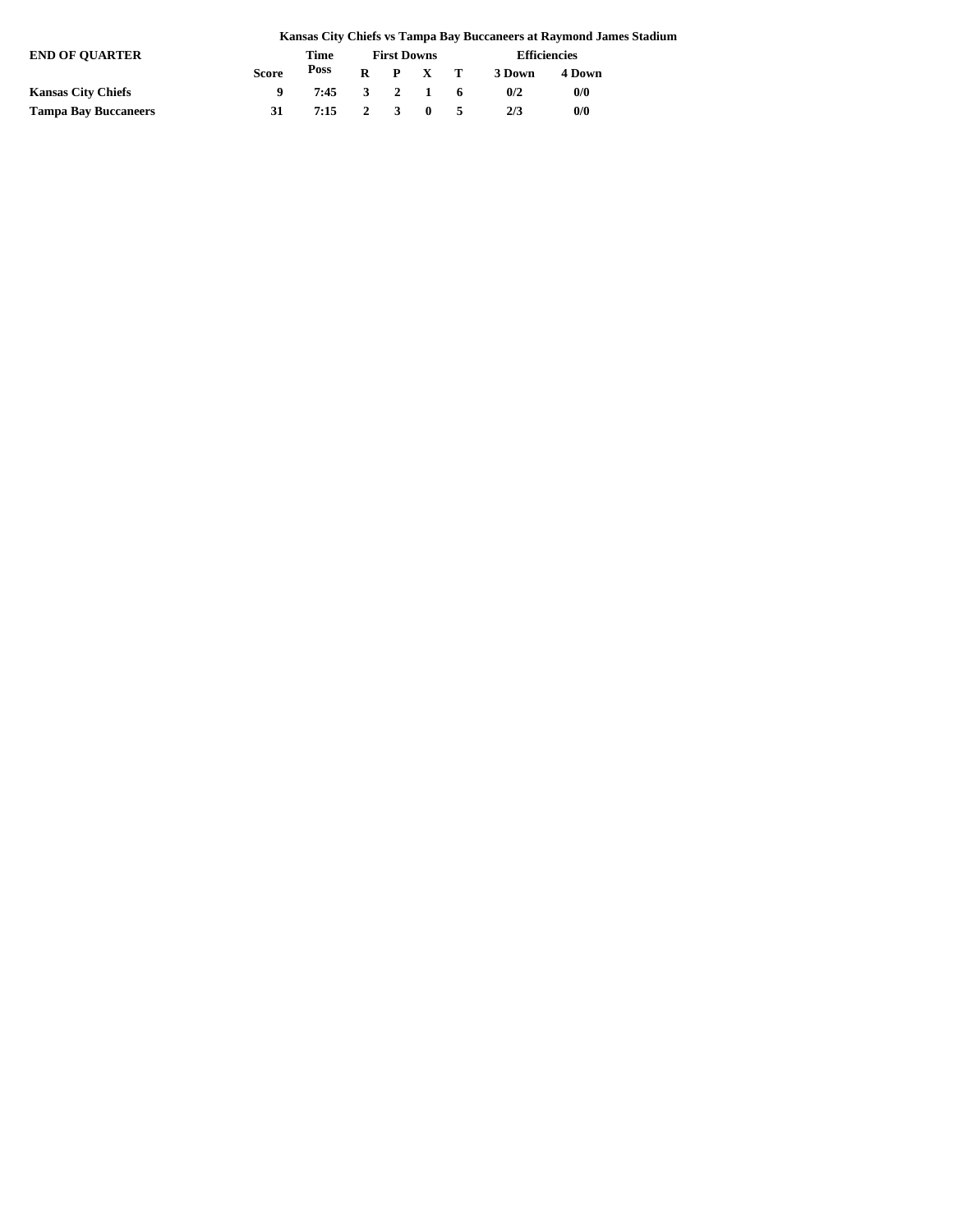**Kansas City Chiefs vs Tampa Bay Buccaneers at Raymond James Stadium**

| END OF QUARTER | Score | Time Poss | First Downs | | | | Efficiencies | |
|---|---|---|---|---|---|---|---|---|
| | | | R | P | X | T | 3 Down | 4 Down |
| Kansas City Chiefs | 9 | 7:45 | 3 | 2 | 1 | 6 | 0/2 | 0/0 |
| Tampa Bay Buccaneers | 31 | 7:15 | 2 | 3 | 0 | 5 | 2/3 | 0/0 |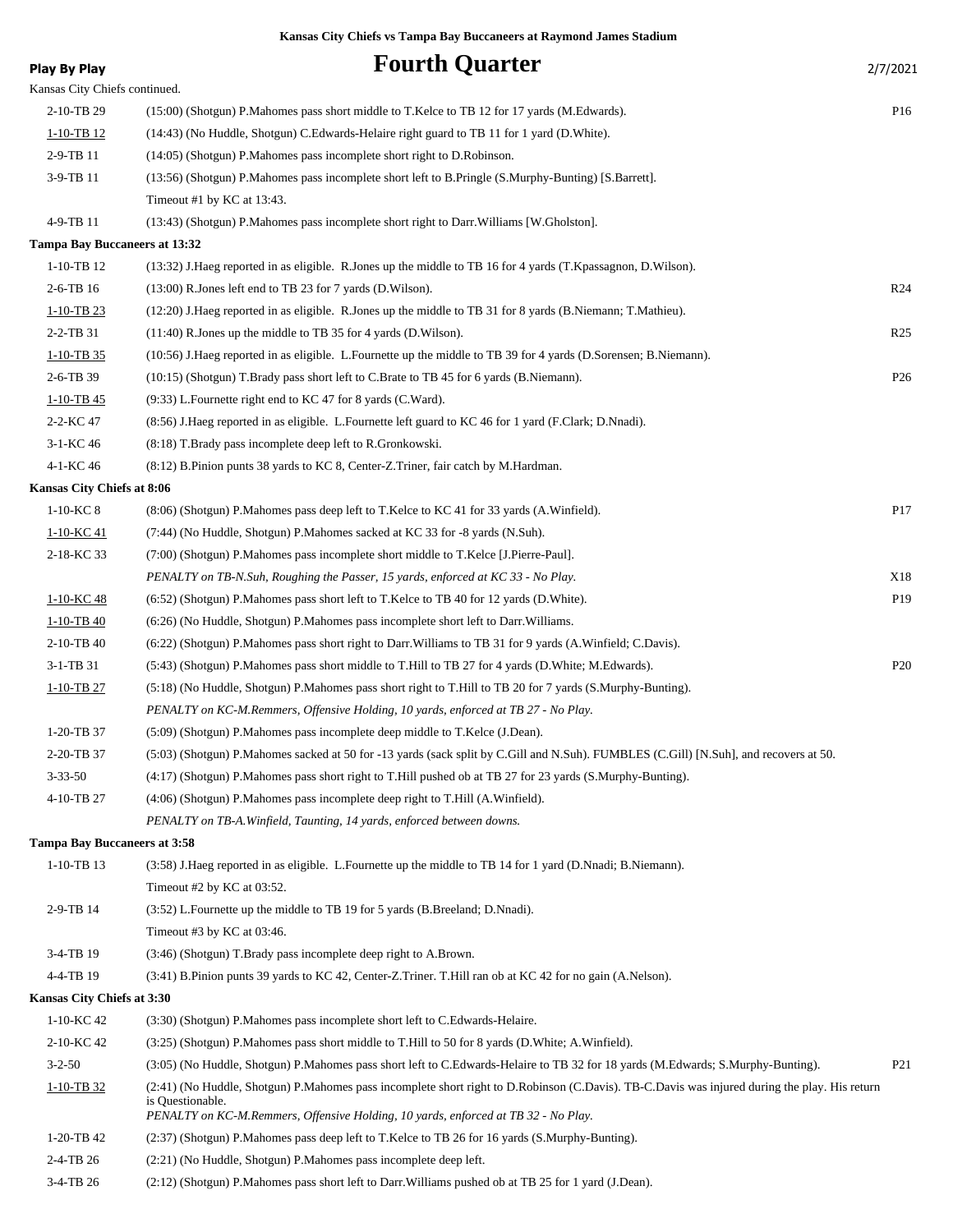**Kansas City Chiefs vs Tampa Bay Buccaneers at Raymond James Stadium**

**Play By Play**

# Fourth Quarter

2/7/2021

Kansas City Chiefs continued.

| | | |
|---|---|---|
| 2-10-TB 29 | (15:00) (Shotgun) P.Mahomes pass short middle to T.Kelce to TB 12 for 17 yards (M.Edwards). | P16 |
| 1-10-TB 12 | (14:43) (No Huddle, Shotgun) C.Edwards-Helaire right guard to TB 11 for 1 yard (D.White). | |
| 2-9-TB 11 | (14:05) (Shotgun) P.Mahomes pass incomplete short right to D.Robinson. | |
| 3-9-TB 11 | (13:56) (Shotgun) P.Mahomes pass incomplete short left to B.Pringle (S.Murphy-Bunting) [S.Barrett]. | |
| | Timeout #1 by KC at 13:43. | |
| 4-9-TB 11 | (13:43) (Shotgun) P.Mahomes pass incomplete short right to Darr.Williams [W.Gholston]. | |
| **Tampa Bay Buccaneers at 13:32** | | |
| 1-10-TB 12 | (13:32) J.Haeg reported in as eligible. R.Jones up the middle to TB 16 for 4 yards (T.Kpassagnon, D.Wilson). | |
| 2-6-TB 16 | (13:00) R.Jones left end to TB 23 for 7 yards (D.Wilson). | R24 |
| 1-10-TB 23 | (12:20) J.Haeg reported in as eligible. R.Jones up the middle to TB 31 for 8 yards (B.Niemann; T.Mathieu). | |
| 2-2-TB 31 | (11:40) R.Jones up the middle to TB 35 for 4 yards (D.Wilson). | R25 |
| 1-10-TB 35 | (10:56) J.Haeg reported in as eligible. L.Fournette up the middle to TB 39 for 4 yards (D.Sorensen; B.Niemann). | |
| 2-6-TB 39 | (10:15) (Shotgun) T.Brady pass short left to C.Brate to TB 45 for 6 yards (B.Niemann). | P26 |
| 1-10-TB 45 | (9:33) L.Fournette right end to KC 47 for 8 yards (C.Ward). | |
| 2-2-KC 47 | (8:56) J.Haeg reported in as eligible. L.Fournette left guard to KC 46 for 1 yard (F.Clark; D.Nnadi). | |
| 3-1-KC 46 | (8:18) T.Brady pass incomplete deep left to R.Gronkowski. | |
| 4-1-KC 46 | (8:12) B.Pinion punts 38 yards to KC 8, Center-Z.Triner, fair catch by M.Hardman. | |
| **Kansas City Chiefs at 8:06** | | |
| 1-10-KC 8 | (8:06) (Shotgun) P.Mahomes pass deep left to T.Kelce to KC 41 for 33 yards (A.Winfield). | P17 |
| 1-10-KC 41 | (7:44) (No Huddle, Shotgun) P.Mahomes sacked at KC 33 for -8 yards (N.Suh). | |
| 2-18-KC 33 | (7:00) (Shotgun) P.Mahomes pass incomplete short middle to T.Kelce [J.Pierre-Paul]. | |
| | *PENALTY on TB-N.Suh, Roughing the Passer, 15 yards, enforced at KC 33 - No Play.* | X18 |
| 1-10-KC 48 | (6:52) (Shotgun) P.Mahomes pass short left to T.Kelce to TB 40 for 12 yards (D.White). | P19 |
| 1-10-TB 40 | (6:26) (No Huddle, Shotgun) P.Mahomes pass incomplete short left to Darr.Williams. | |
| 2-10-TB 40 | (6:22) (Shotgun) P.Mahomes pass short right to Darr.Williams to TB 31 for 9 yards (A.Winfield; C.Davis). | |
| 3-1-TB 31 | (5:43) (Shotgun) P.Mahomes pass short middle to T.Hill to TB 27 for 4 yards (D.White; M.Edwards). | P20 |
| 1-10-TB 27 | (5:18) (No Huddle, Shotgun) P.Mahomes pass short right to T.Hill to TB 20 for 7 yards (S.Murphy-Bunting). | |
| | *PENALTY on KC-M.Remmers, Offensive Holding, 10 yards, enforced at TB 27 - No Play.* | |
| 1-20-TB 37 | (5:09) (Shotgun) P.Mahomes pass incomplete deep middle to T.Kelce (J.Dean). | |
| 2-20-TB 37 | (5:03) (Shotgun) P.Mahomes sacked at 50 for -13 yards (sack split by C.Gill and N.Suh). FUMBLES (C.Gill) [N.Suh], and recovers at 50. | |
| 3-33-50 | (4:17) (Shotgun) P.Mahomes pass short right to T.Hill pushed ob at TB 27 for 23 yards (S.Murphy-Bunting). | |
| 4-10-TB 27 | (4:06) (Shotgun) P.Mahomes pass incomplete deep right to T.Hill (A.Winfield). | |
| | *PENALTY on TB-A.Winfield, Taunting, 14 yards, enforced between downs.* | |
| **Tampa Bay Buccaneers at 3:58** | | |
| 1-10-TB 13 | (3:58) J.Haeg reported in as eligible. L.Fournette up the middle to TB 14 for 1 yard (D.Nnadi; B.Niemann). | |
| | Timeout #2 by KC at 03:52. | |
| 2-9-TB 14 | (3:52) L.Fournette up the middle to TB 19 for 5 yards (B.Breeland; D.Nnadi). | |
| | Timeout #3 by KC at 03:46. | |
| 3-4-TB 19 | (3:46) (Shotgun) T.Brady pass incomplete deep right to A.Brown. | |
| 4-4-TB 19 | (3:41) B.Pinion punts 39 yards to KC 42, Center-Z.Triner. T.Hill ran ob at KC 42 for no gain (A.Nelson). | |
| **Kansas City Chiefs at 3:30** | | |
| 1-10-KC 42 | (3:30) (Shotgun) P.Mahomes pass incomplete short left to C.Edwards-Helaire. | |
| 2-10-KC 42 | (3:25) (Shotgun) P.Mahomes pass short middle to T.Hill to 50 for 8 yards (D.White; A.Winfield). | |
| 3-2-50 | (3:05) (No Huddle, Shotgun) P.Mahomes pass short left to C.Edwards-Helaire to TB 32 for 18 yards (M.Edwards; S.Murphy-Bunting). | P21 |
| 1-10-TB 32 | (2:41) (No Huddle, Shotgun) P.Mahomes pass incomplete short right to D.Robinson (C.Davis). TB-C.Davis was injured during the play. His return is Questionable. *PENALTY on KC-M.Remmers, Offensive Holding, 10 yards, enforced at TB 32 - No Play.* | |
| 1-20-TB 42 | (2:37) (Shotgun) P.Mahomes pass deep left to T.Kelce to TB 26 for 16 yards (S.Murphy-Bunting). | |
| 2-4-TB 26 | (2:21) (No Huddle, Shotgun) P.Mahomes pass incomplete deep left. | |
| 3-4-TB 26 | (2:12) (Shotgun) P.Mahomes pass short left to Darr.Williams pushed ob at TB 25 for 1 yard (J.Dean). | |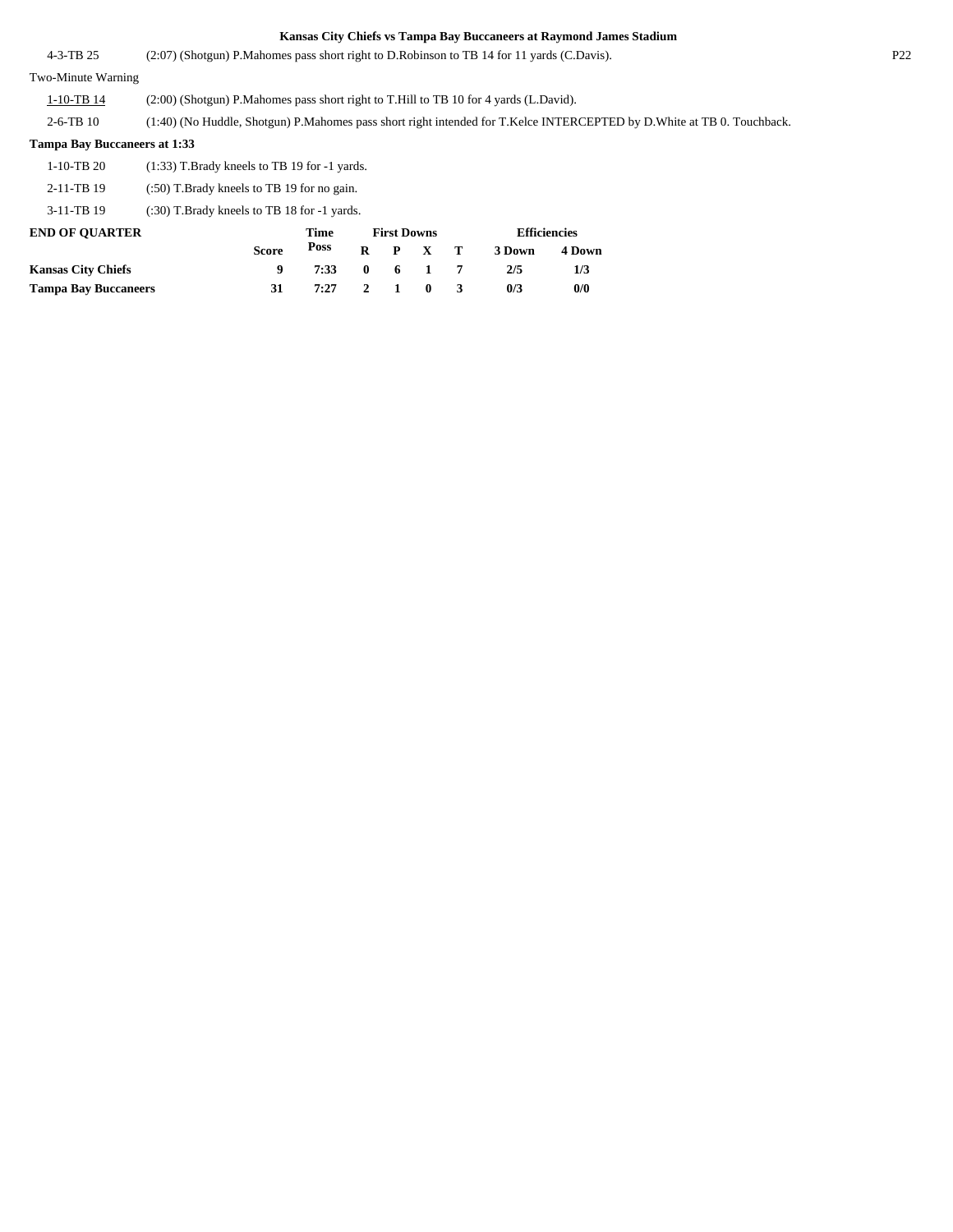**Kansas City Chiefs vs Tampa Bay Buccaneers at Raymond James Stadium**

| | | |
|---|---|---|
| 4-3-TB 25 | (2:07) (Shotgun) P.Mahomes pass short right to D.Robinson to TB 14 for 11 yards (C.Davis). | P22 |

Two-Minute Warning

| | |
|---|---|
| 1-10-TB 14 | (2:00) (Shotgun) P.Mahomes pass short right to T.Hill to TB 10 for 4 yards (L.David). |
| 2-6-TB 10 | (1:40) (No Huddle, Shotgun) P.Mahomes pass short right intended for T.Kelce INTERCEPTED by D.White at TB 0. Touchback. |

**Tampa Bay Buccaneers at 1:33**

| | |
|---|---|
| 1-10-TB 20 | (1:33) T.Brady kneels to TB 19 for -1 yards. |
| 2-11-TB 19 | (:50) T.Brady kneels to TB 19 for no gain. |
| 3-11-TB 19 | (:30) T.Brady kneels to TB 18 for -1 yards. |

| END OF QUARTER | Score | Time Poss | First Downs R | P | X | T | Efficiencies 3 Down | 4 Down |
|---|---|---|---|---|---|---|---|---|
| **Kansas City Chiefs** | 9 | 7:33 | 0 | 6 | 1 | 7 | 2/5 | 1/3 |
| **Tampa Bay Buccaneers** | 31 | 7:27 | 2 | 1 | 0 | 3 | 0/3 | 0/0 |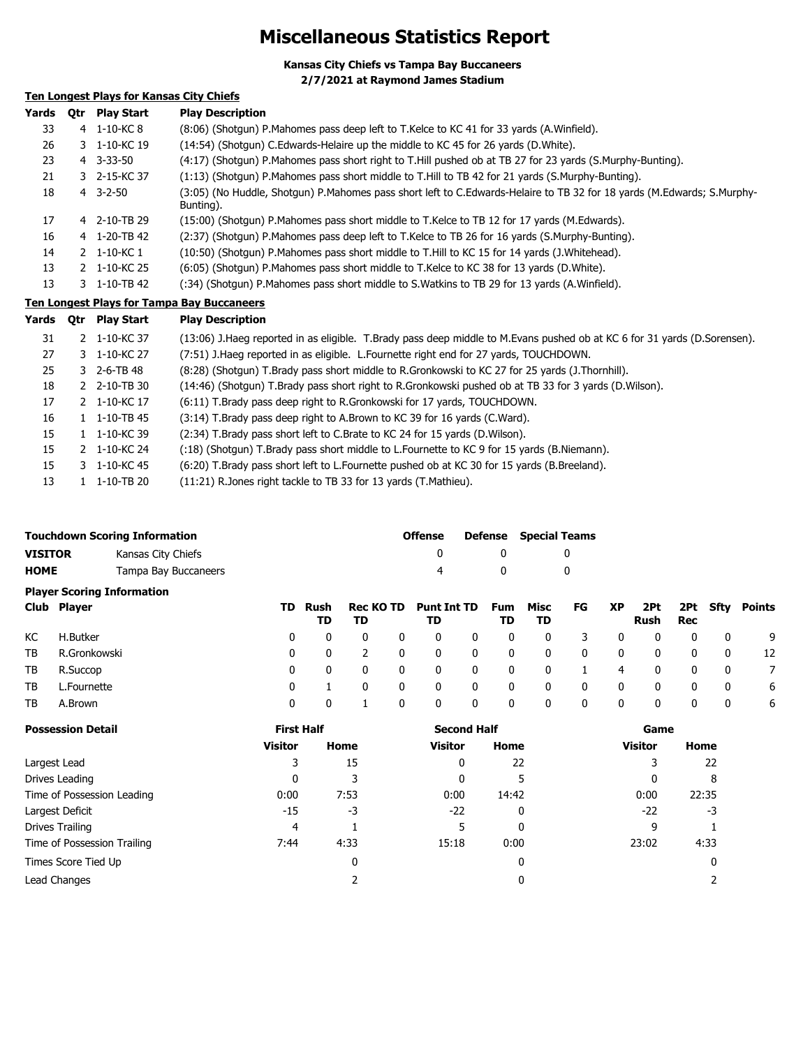# Miscellaneous Statistics Report

**Kansas City Chiefs vs Tampa Bay Buccaneers**
**2/7/2021 at Raymond James Stadium**

## Ten Longest Plays for Kansas City Chiefs

| Yards | Qtr | Play Start | Play Description |
|---|---|---|---|
| 33 | 4 | 1-10-KC 8 | (8:06) (Shotgun) P.Mahomes pass deep left to T.Kelce to KC 41 for 33 yards (A.Winfield). |
| 26 | 3 | 1-10-KC 19 | (14:54) (Shotgun) C.Edwards-Helaire up the middle to KC 45 for 26 yards (D.White). |
| 23 | 4 | 3-33-50 | (4:17) (Shotgun) P.Mahomes pass short right to T.Hill pushed ob at TB 27 for 23 yards (S.Murphy-Bunting). |
| 21 | 3 | 2-15-KC 37 | (1:13) (Shotgun) P.Mahomes pass short middle to T.Hill to TB 42 for 21 yards (S.Murphy-Bunting). |
| 18 | 4 | 3-2-50 | (3:05) (No Huddle, Shotgun) P.Mahomes pass short left to C.Edwards-Helaire to TB 32 for 18 yards (M.Edwards; S.Murphy-Bunting). |
| 17 | 4 | 2-10-TB 29 | (15:00) (Shotgun) P.Mahomes pass short middle to T.Kelce to TB 12 for 17 yards (M.Edwards). |
| 16 | 4 | 1-20-TB 42 | (2:37) (Shotgun) P.Mahomes pass deep left to T.Kelce to TB 26 for 16 yards (S.Murphy-Bunting). |
| 14 | 2 | 1-10-KC 1 | (10:50) (Shotgun) P.Mahomes pass short middle to T.Hill to KC 15 for 14 yards (J.Whitehead). |
| 13 | 2 | 1-10-KC 25 | (6:05) (Shotgun) P.Mahomes pass short middle to T.Kelce to KC 38 for 13 yards (D.White). |
| 13 | 3 | 1-10-TB 42 | (:34) (Shotgun) P.Mahomes pass short middle to S.Watkins to TB 29 for 13 yards (A.Winfield). |

## Ten Longest Plays for Tampa Bay Buccaneers

| Yards | Qtr | Play Start | Play Description |
|---|---|---|---|
| 31 | 2 | 1-10-KC 37 | (13:06) J.Haeg reported in as eligible. T.Brady pass deep middle to M.Evans pushed ob at KC 6 for 31 yards (D.Sorensen). |
| 27 | 3 | 1-10-KC 27 | (7:51) J.Haeg reported in as eligible. L.Fournette right end for 27 yards, TOUCHDOWN. |
| 25 | 3 | 2-6-TB 48 | (8:28) (Shotgun) T.Brady pass short middle to R.Gronkowski to KC 27 for 25 yards (J.Thornhill). |
| 18 | 2 | 2-10-TB 30 | (14:46) (Shotgun) T.Brady pass short right to R.Gronkowski pushed ob at TB 33 for 3 yards (D.Wilson). |
| 17 | 2 | 1-10-KC 17 | (6:11) T.Brady pass deep right to R.Gronkowski for 17 yards, TOUCHDOWN. |
| 16 | 1 | 1-10-TB 45 | (3:14) T.Brady pass deep right to A.Brown to KC 39 for 16 yards (C.Ward). |
| 15 | 1 | 1-10-KC 39 | (2:34) T.Brady pass short left to C.Brate to KC 24 for 15 yards (D.Wilson). |
| 15 | 2 | 1-10-KC 24 | (:18) (Shotgun) T.Brady pass short middle to L.Fournette to KC 9 for 15 yards (B.Niemann). |
| 15 | 3 | 1-10-KC 45 | (6:20) T.Brady pass short left to L.Fournette pushed ob at KC 30 for 15 yards (B.Breeland). |
| 13 | 1 | 1-10-TB 20 | (11:21) R.Jones right tackle to TB 33 for 13 yards (T.Mathieu). |

## Touchdown Scoring Information

| | | Offense | Defense | Special Teams |
|---|---|---|---|---|
| **VISITOR** | Kansas City Chiefs | 0 | 0 | 0 |
| **HOME** | Tampa Bay Buccaneers | 4 | 0 | 0 |

## Player Scoring Information

| Club | Player | TD | Rush TD | Rec TD | KO TD | Punt TD | Int TD | Fum TD | Misc TD | FG | XP | 2Pt Rush | 2Pt Rec | Sfty | Points |
|---|---|---|---|---|---|---|---|---|---|---|---|---|---|---|---|
| KC | H.Butker | 0 | 0 | 0 | 0 | 0 | 0 | 0 | 0 | 3 | 0 | 0 | 0 | 0 | 9 |
| TB | R.Gronkowski | 0 | 0 | 2 | 0 | 0 | 0 | 0 | 0 | 0 | 0 | 0 | 0 | 0 | 12 |
| TB | R.Succop | 0 | 0 | 0 | 0 | 0 | 0 | 0 | 0 | 1 | 4 | 0 | 0 | 0 | 7 |
| TB | L.Fournette | 0 | 1 | 0 | 0 | 0 | 0 | 0 | 0 | 0 | 0 | 0 | 0 | 0 | 6 |
| TB | A.Brown | 0 | 0 | 1 | 0 | 0 | 0 | 0 | 0 | 0 | 0 | 0 | 0 | 0 | 6 |

## Possession Detail

| | First Half | | Second Half | | Game | |
|---|---|---|---|---|---|---|
| | Visitor | Home | Visitor | Home | Visitor | Home |
| Largest Lead | 3 | 15 | 0 | 22 | 3 | 22 |
| Drives Leading | 0 | 3 | 0 | 5 | 0 | 8 |
| Time of Possession Leading | 0:00 | 7:53 | 0:00 | 14:42 | 0:00 | 22:35 |
| Largest Deficit | -15 | -3 | -22 | 0 | -22 | -3 |
| Drives Trailing | 4 | 1 | 5 | 0 | 9 | 1 |
| Time of Possession Trailing | 7:44 | 4:33 | 15:18 | 0:00 | 23:02 | 4:33 |
| Times Score Tied Up | | 0 | | 0 | | 0 |
| Lead Changes | | 2 | | 0 | | 2 |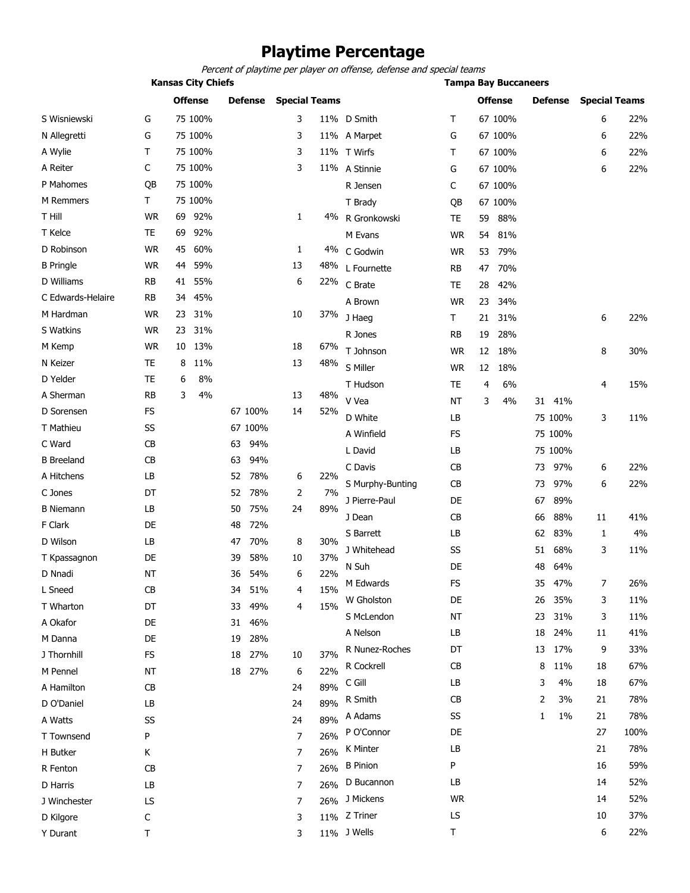# Playtime Percentage

*Percent of playtime per player on offense, defense and special teams*

## Kansas City Chiefs

| Player | Pos | Offense | | Defense | | Special Teams | |
|---|---|---|---|---|---|---|---|
| S Wisniewski | G | 75 | 100% | | | 3 | 11% |
| N Allegretti | G | 75 | 100% | | | 3 | 11% |
| A Wylie | T | 75 | 100% | | | 3 | 11% |
| A Reiter | C | 75 | 100% | | | 3 | 11% |
| P Mahomes | QB | 75 | 100% | | | | |
| M Remmers | T | 75 | 100% | | | | |
| T Hill | WR | 69 | 92% | | | 1 | 4% |
| T Kelce | TE | 69 | 92% | | | | |
| D Robinson | WR | 45 | 60% | | | 1 | 4% |
| B Pringle | WR | 44 | 59% | | | 13 | 48% |
| D Williams | RB | 41 | 55% | | | 6 | 22% |
| C Edwards-Helaire | RB | 34 | 45% | | | | |
| M Hardman | WR | 23 | 31% | | | 10 | 37% |
| S Watkins | WR | 23 | 31% | | | | |
| M Kemp | WR | 10 | 13% | | | 18 | 67% |
| N Keizer | TE | 8 | 11% | | | 13 | 48% |
| D Yelder | TE | 6 | 8% | | | | |
| A Sherman | RB | 3 | 4% | | | 13 | 48% |
| D Sorensen | FS | | | 67 | 100% | 14 | 52% |
| T Mathieu | SS | | | 67 | 100% | | |
| C Ward | CB | | | 63 | 94% | | |
| B Breeland | CB | | | 63 | 94% | | |
| A Hitchens | LB | | | 52 | 78% | 6 | 22% |
| C Jones | DT | | | 52 | 78% | 2 | 7% |
| B Niemann | LB | | | 50 | 75% | 24 | 89% |
| F Clark | DE | | | 48 | 72% | | |
| D Wilson | LB | | | 47 | 70% | 8 | 30% |
| T Kpassagnon | DE | | | 39 | 58% | 10 | 37% |
| D Nnadi | NT | | | 36 | 54% | 6 | 22% |
| L Sneed | CB | | | 34 | 51% | 4 | 15% |
| T Wharton | DT | | | 33 | 49% | 4 | 15% |
| A Okafor | DE | | | 31 | 46% | | |
| M Danna | DE | | | 19 | 28% | | |
| J Thornhill | FS | | | 18 | 27% | 10 | 37% |
| M Pennel | NT | | | 18 | 27% | 6 | 22% |
| A Hamilton | CB | | | | | 24 | 89% |
| D O'Daniel | LB | | | | | 24 | 89% |
| A Watts | SS | | | | | 24 | 89% |
| T Townsend | P | | | | | 7 | 26% |
| H Butker | K | | | | | 7 | 26% |
| R Fenton | CB | | | | | 7 | 26% |
| D Harris | LB | | | | | 7 | 26% |
| J Winchester | LS | | | | | 7 | 26% |
| D Kilgore | C | | | | | 3 | 11% |
| Y Durant | T | | | | | 3 | 11% |

## Tampa Bay Buccaneers

| Player | Pos | Offense | | Defense | | Special Teams | |
|---|---|---|---|---|---|---|---|
| D Smith | T | 67 | 100% | | | 6 | 22% |
| A Marpet | G | 67 | 100% | | | 6 | 22% |
| T Wirfs | T | 67 | 100% | | | 6 | 22% |
| A Stinnie | G | 67 | 100% | | | 6 | 22% |
| R Jensen | C | 67 | 100% | | | | |
| T Brady | QB | 67 | 100% | | | | |
| R Gronkowski | TE | 59 | 88% | | | | |
| M Evans | WR | 54 | 81% | | | | |
| C Godwin | WR | 53 | 79% | | | | |
| L Fournette | RB | 47 | 70% | | | | |
| C Brate | TE | 28 | 42% | | | | |
| A Brown | WR | 23 | 34% | | | | |
| J Haeg | T | 21 | 31% | | | 6 | 22% |
| R Jones | RB | 19 | 28% | | | | |
| T Johnson | WR | 12 | 18% | | | 8 | 30% |
| S Miller | WR | 12 | 18% | | | | |
| T Hudson | TE | 4 | 6% | | | 4 | 15% |
| V Vea | NT | 3 | 4% | 31 | 41% | | |
| D White | LB | | | 75 | 100% | 3 | 11% |
| A Winfield | FS | | | 75 | 100% | | |
| L David | LB | | | 75 | 100% | | |
| C Davis | CB | | | 73 | 97% | 6 | 22% |
| S Murphy-Bunting | CB | | | 73 | 97% | 6 | 22% |
| J Pierre-Paul | DE | | | 67 | 89% | | |
| J Dean | CB | | | 66 | 88% | 11 | 41% |
| S Barrett | LB | | | 62 | 83% | 1 | 4% |
| J Whitehead | SS | | | 51 | 68% | 3 | 11% |
| N Suh | DE | | | 48 | 64% | | |
| M Edwards | FS | | | 35 | 47% | 7 | 26% |
| W Gholston | DE | | | 26 | 35% | 3 | 11% |
| S McLendon | NT | | | 23 | 31% | 3 | 11% |
| A Nelson | LB | | | 18 | 24% | 11 | 41% |
| R Nunez-Roches | DT | | | 13 | 17% | 9 | 33% |
| R Cockrell | CB | | | 8 | 11% | 18 | 67% |
| C Gill | LB | | | 3 | 4% | 18 | 67% |
| R Smith | CB | | | 2 | 3% | 21 | 78% |
| A Adams | SS | | | 1 | 1% | 21 | 78% |
| P O'Connor | DE | | | | | 27 | 100% |
| K Minter | LB | | | | | 21 | 78% |
| B Pinion | P | | | | | 16 | 59% |
| D Bucannon | LB | | | | | 14 | 52% |
| J Mickens | WR | | | | | 14 | 52% |
| Z Triner | LS | | | | | 10 | 37% |
| J Wells | T | | | | | 6 | 22% |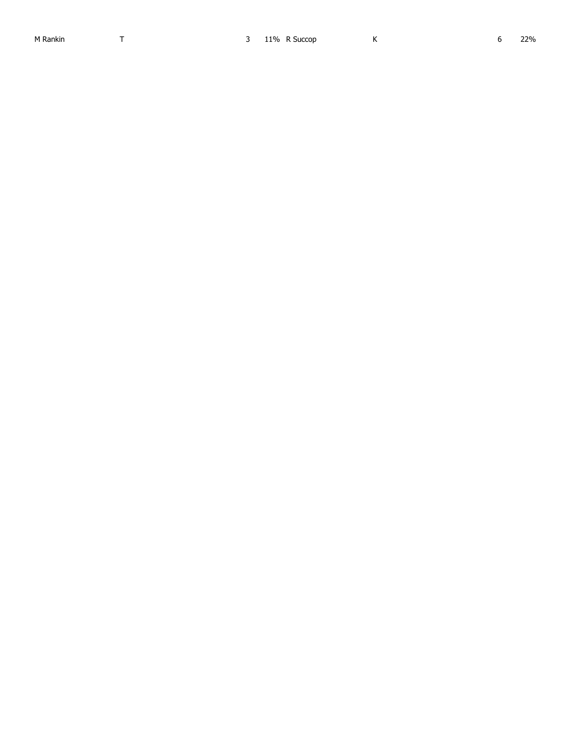| | | | | | | | |
|---|---|---|---|---|---|---|---|
| M Rankin | T | 3 | 11% | R Succop | K | 6 | 22% |